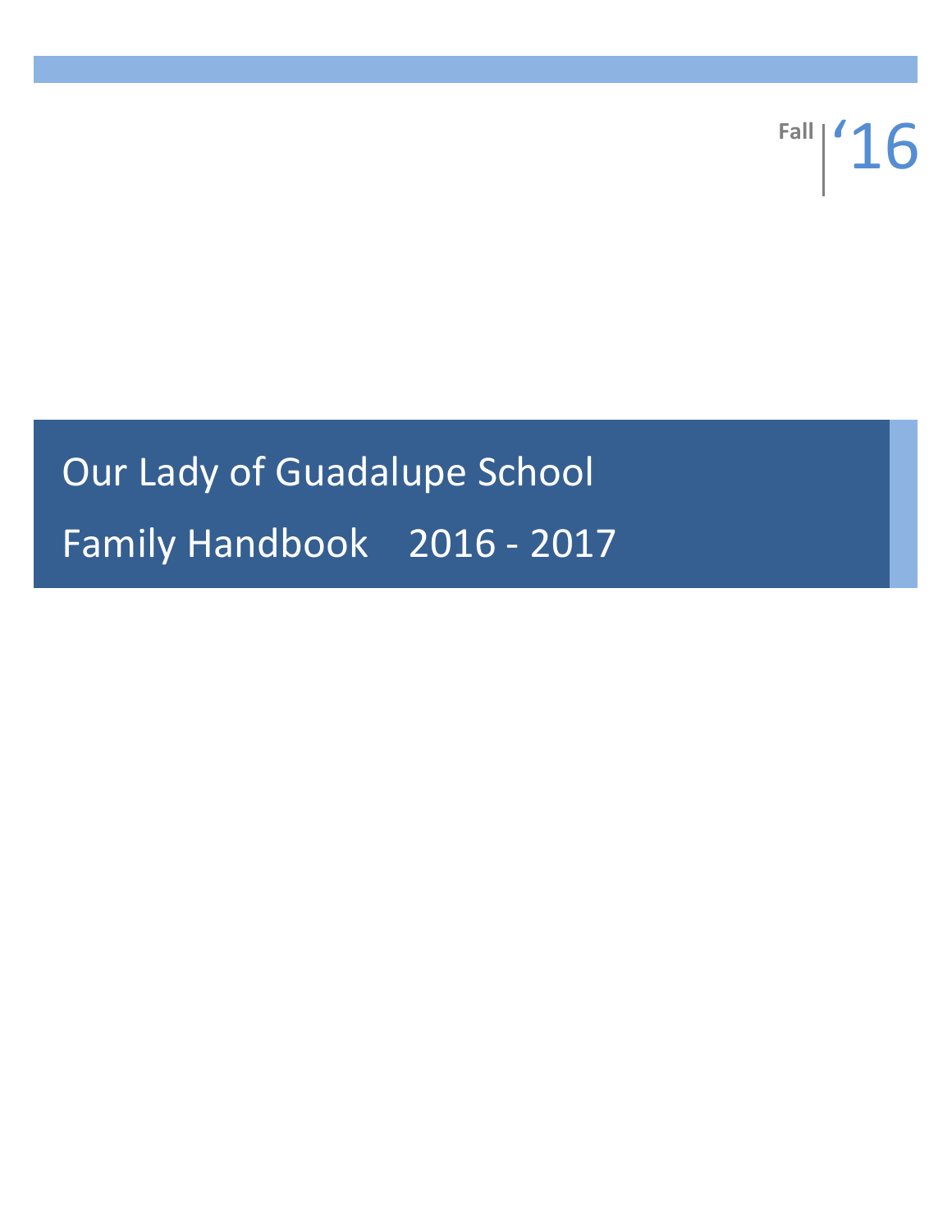Fall | ‘16

# Our Lady of Guadalupe School

# Family Handbook 2016 - 2017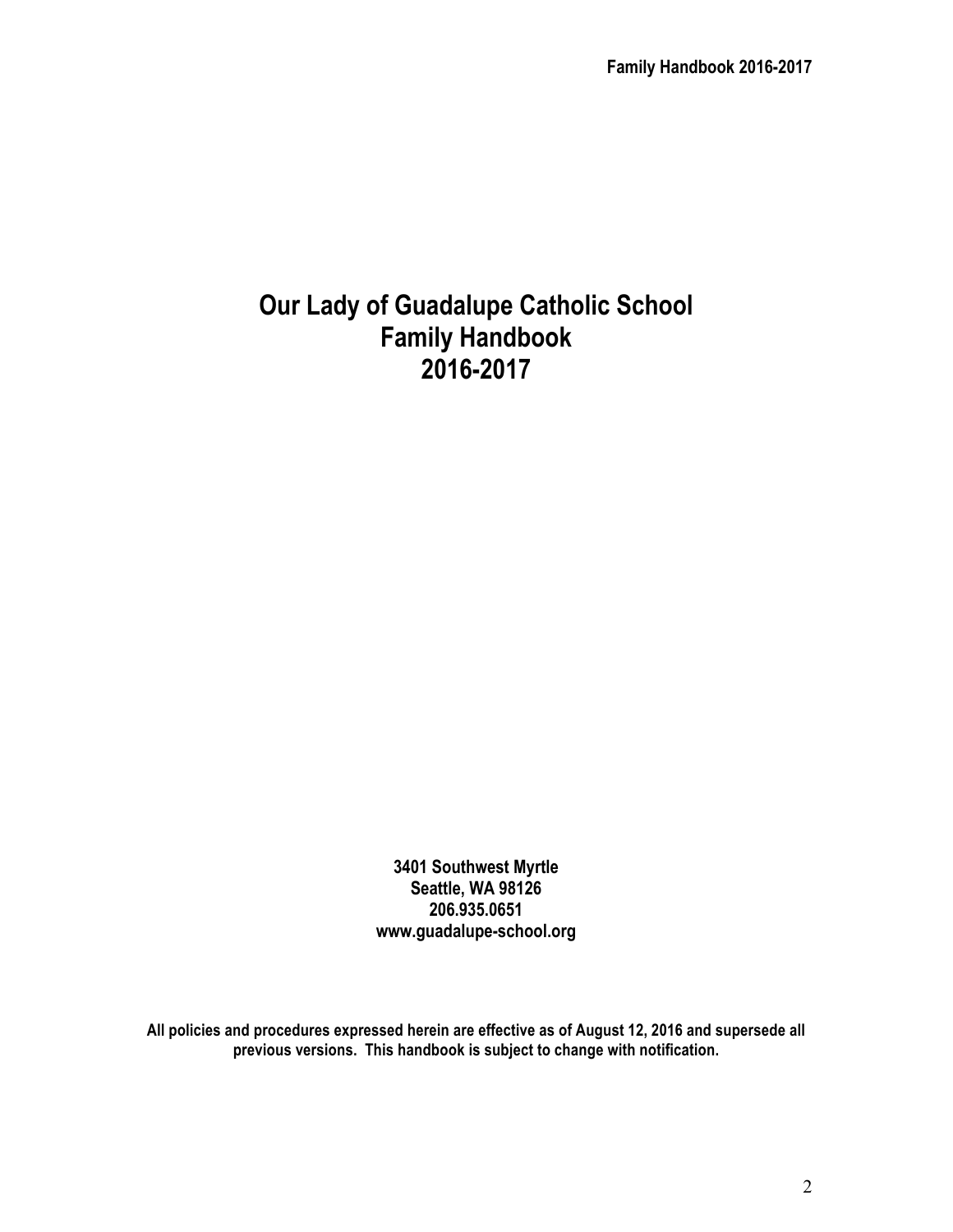# Our Lady of Guadalupe Catholic School Family Handbook 2016-2017

**3401 Southwest Myrtle**
**Seattle, WA 98126**
**206.935.0651**
**www.guadalupe-school.org**

**All policies and procedures expressed herein are effective as of August 12, 2016 and supersede all previous versions. This handbook is subject to change with notification.**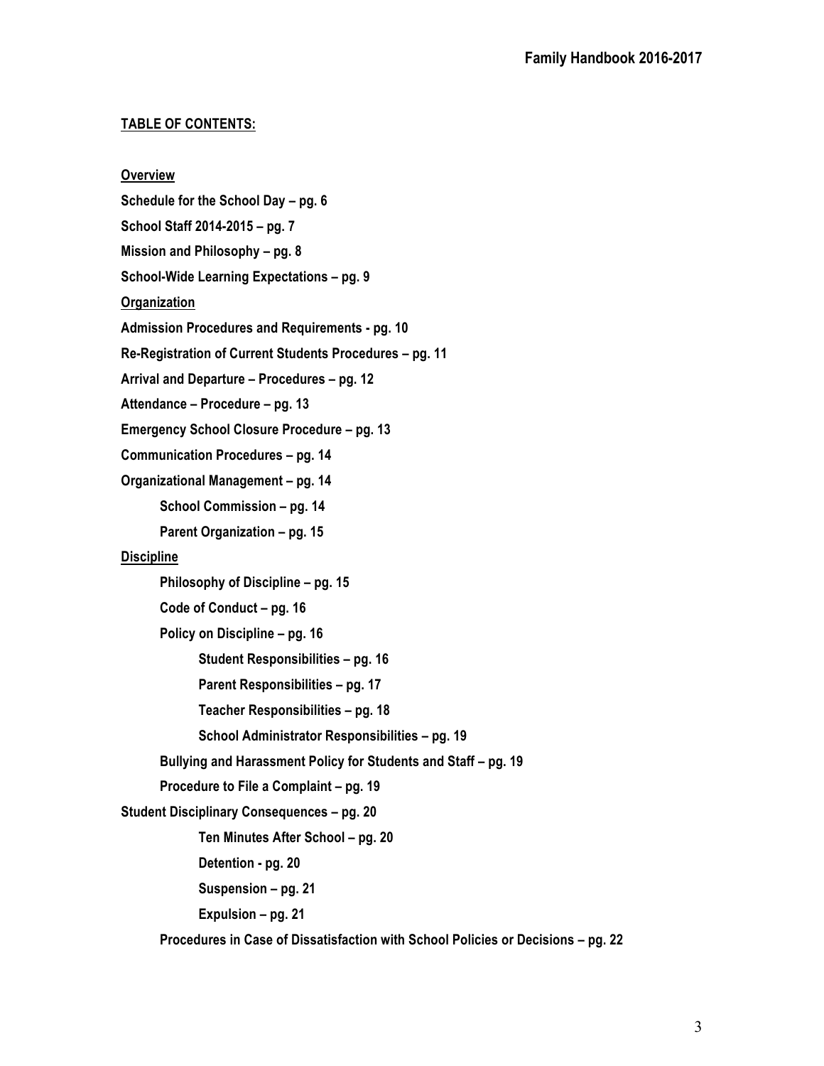**TABLE OF CONTENTS:**

**Overview**

**Schedule for the School Day – pg. 6**

**School Staff 2014-2015 – pg. 7**

**Mission and Philosophy – pg. 8**

**School-Wide Learning Expectations – pg. 9**

**Organization**

**Admission Procedures and Requirements - pg. 10**

**Re-Registration of Current Students Procedures – pg. 11**

**Arrival and Departure – Procedures – pg. 12**

**Attendance – Procedure – pg. 13**

**Emergency School Closure Procedure – pg. 13**

**Communication Procedures – pg. 14**

**Organizational Management – pg. 14**

- **School Commission – pg. 14**
- **Parent Organization – pg. 15**

**Discipline**

- **Philosophy of Discipline – pg. 15**
- **Code of Conduct – pg. 16**
- **Policy on Discipline – pg. 16**
  - **Student Responsibilities – pg. 16**
  - **Parent Responsibilities – pg. 17**
  - **Teacher Responsibilities – pg. 18**
  - **School Administrator Responsibilities – pg. 19**
- **Bullying and Harassment Policy for Students and Staff – pg. 19**
- **Procedure to File a Complaint – pg. 19**

**Student Disciplinary Consequences – pg. 20**

- **Ten Minutes After School – pg. 20**
- **Detention - pg. 20**
- **Suspension – pg. 21**
- **Expulsion – pg. 21**

**Procedures in Case of Dissatisfaction with School Policies or Decisions – pg. 22**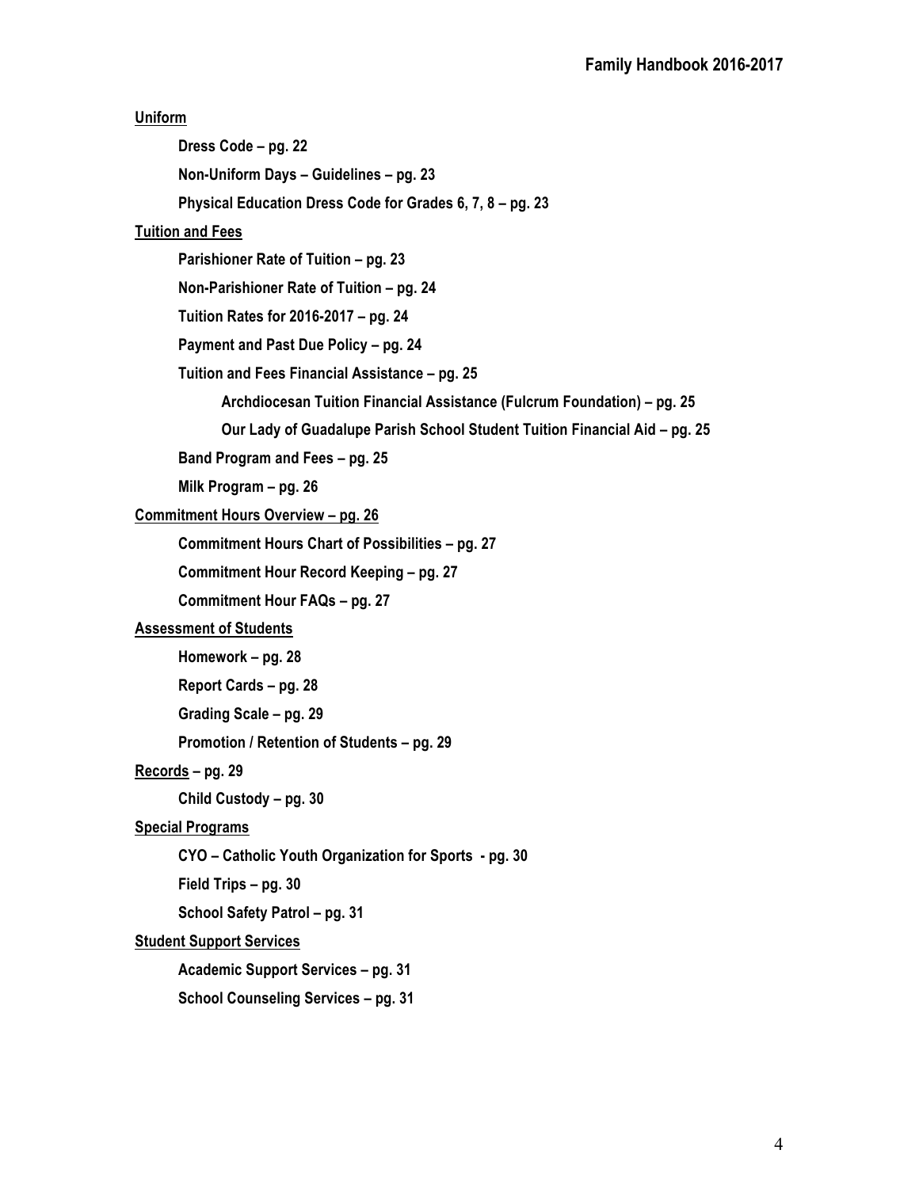**Uniform**

- **Dress Code – pg. 22**
- **Non-Uniform Days – Guidelines – pg. 23**
- **Physical Education Dress Code for Grades 6, 7, 8 – pg. 23**

**Tuition and Fees**

- **Parishioner Rate of Tuition – pg. 23**
- **Non-Parishioner Rate of Tuition – pg. 24**
- **Tuition Rates for 2016-2017 – pg. 24**
- **Payment and Past Due Policy – pg. 24**
- **Tuition and Fees Financial Assistance – pg. 25**
  - **Archdiocesan Tuition Financial Assistance (Fulcrum Foundation) – pg. 25**
  - **Our Lady of Guadalupe Parish School Student Tuition Financial Aid – pg. 25**
- **Band Program and Fees – pg. 25**
- **Milk Program – pg. 26**

**Commitment Hours Overview – pg. 26**

- **Commitment Hours Chart of Possibilities – pg. 27**
- **Commitment Hour Record Keeping – pg. 27**
- **Commitment Hour FAQs – pg. 27**

**Assessment of Students**

- **Homework – pg. 28**
- **Report Cards – pg. 28**
- **Grading Scale – pg. 29**
- **Promotion / Retention of Students – pg. 29**

**Records – pg. 29**

- **Child Custody – pg. 30**

**Special Programs**

- **CYO – Catholic Youth Organization for Sports - pg. 30**
- **Field Trips – pg. 30**
- **School Safety Patrol – pg. 31**

**Student Support Services**

- **Academic Support Services – pg. 31**
- **School Counseling Services – pg. 31**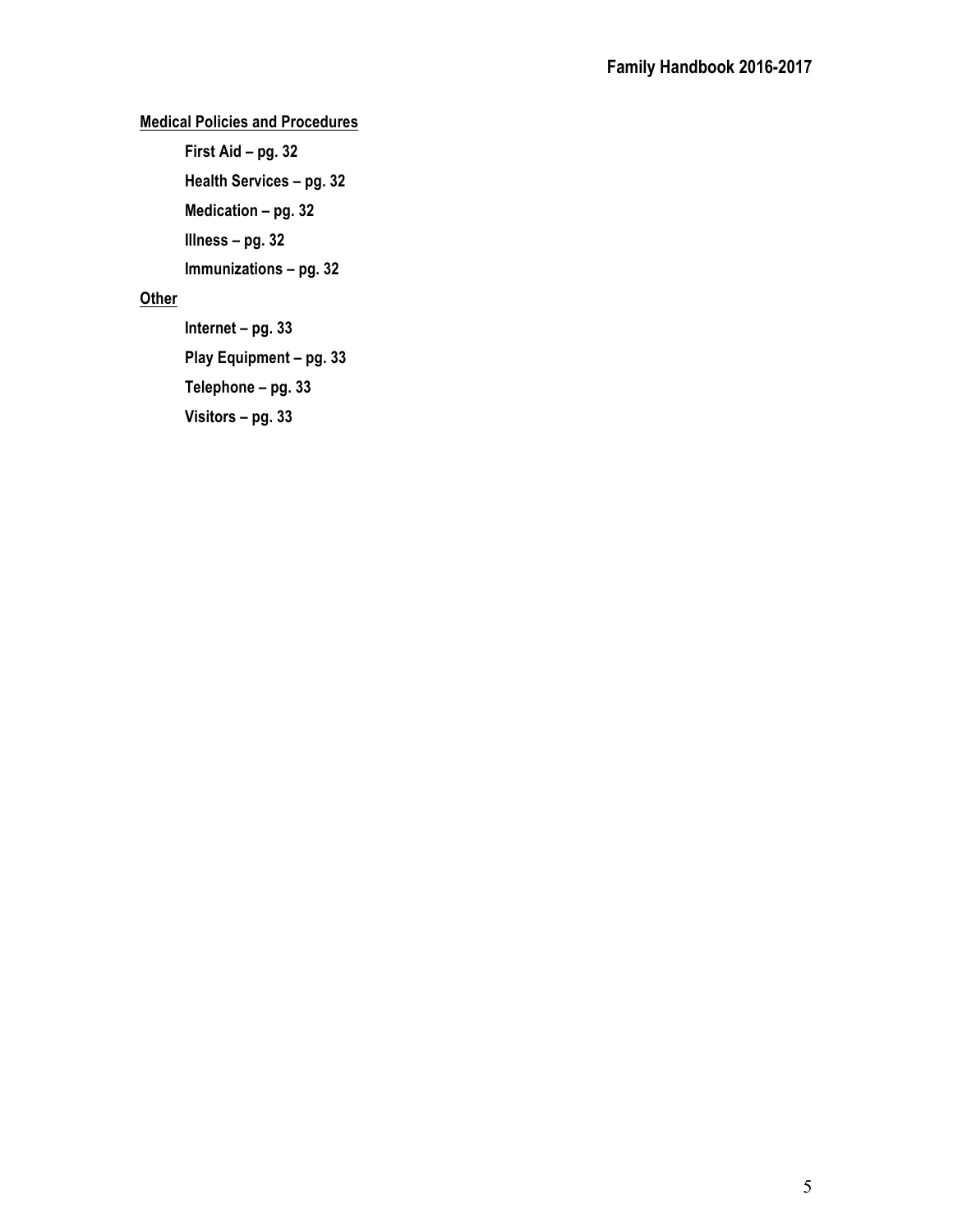**Medical Policies and Procedures**

- **First Aid – pg. 32**
- **Health Services – pg. 32**
- **Medication – pg. 32**
- **Illness – pg. 32**
- **Immunizations – pg. 32**

**Other**

- **Internet – pg. 33**
- **Play Equipment – pg. 33**
- **Telephone – pg. 33**
- **Visitors – pg. 33**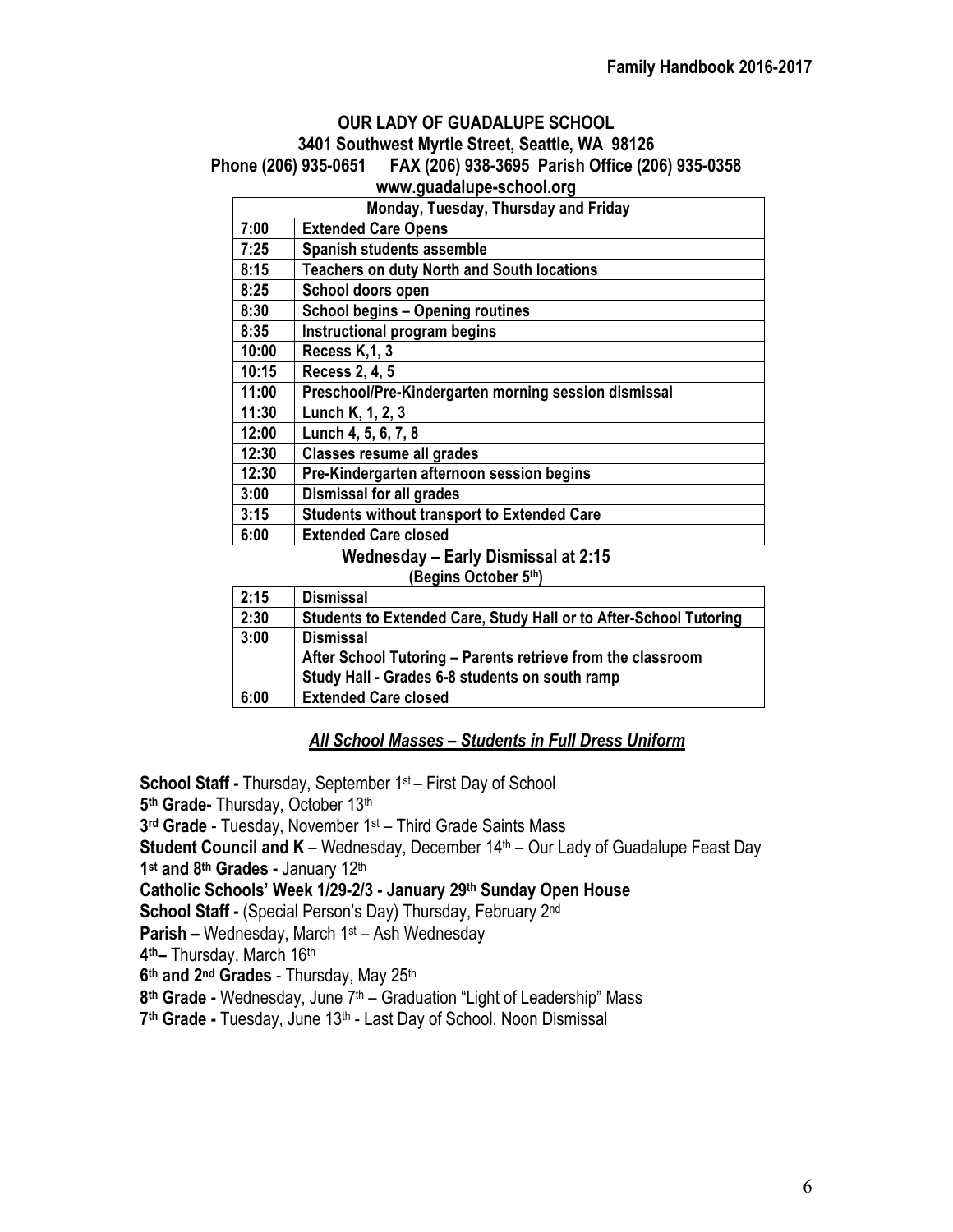# OUR LADY OF GUADALUPE SCHOOL

**3401 Southwest Myrtle Street, Seattle, WA 98126**
**Phone (206) 935-0651 FAX (206) 938-3695 Parish Office (206) 935-0358**
**www.guadalupe-school.org**

| Monday, Tuesday, Thursday and Friday | |
|---|---|
| 7:00 | Extended Care Opens |
| 7:25 | Spanish students assemble |
| 8:15 | Teachers on duty North and South locations |
| 8:25 | School doors open |
| 8:30 | School begins – Opening routines |
| 8:35 | Instructional program begins |
| 10:00 | Recess K,1, 3 |
| 10:15 | Recess 2, 4, 5 |
| 11:00 | Preschool/Pre-Kindergarten morning session dismissal |
| 11:30 | Lunch K, 1, 2, 3 |
| 12:00 | Lunch 4, 5, 6, 7, 8 |
| 12:30 | Classes resume all grades |
| 12:30 | Pre-Kindergarten afternoon session begins |
| 3:00 | Dismissal for all grades |
| 3:15 | Students without transport to Extended Care |
| 6:00 | Extended Care closed |

**Wednesday – Early Dismissal at 2:15**
**(Begins October 5th)**

| Time | Activity |
|---|---|
| 2:15 | Dismissal |
| 2:30 | Students to Extended Care, Study Hall or to After-School Tutoring |
| 3:00 | Dismissal<br>After School Tutoring – Parents retrieve from the classroom<br>Study Hall - Grades 6-8 students on south ramp |
| 6:00 | Extended Care closed |

***All School Masses – Students in Full Dress Uniform***

**School Staff -** Thursday, September 1st – First Day of School
**5th Grade-** Thursday, October 13th
**3rd Grade** - Tuesday, November 1st – Third Grade Saints Mass
**Student Council and K** – Wednesday, December 14th – Our Lady of Guadalupe Feast Day
**1st and 8th Grades -** January 12th
**Catholic Schools' Week 1/29-2/3 - January 29th Sunday Open House**
**School Staff -** (Special Person's Day) Thursday, February 2nd
**Parish –** Wednesday, March 1st – Ash Wednesday
**4th–** Thursday, March 16th
**6th and 2nd Grades** - Thursday, May 25th
**8th Grade -** Wednesday, June 7th – Graduation "Light of Leadership" Mass
**7th Grade -** Tuesday, June 13th - Last Day of School, Noon Dismissal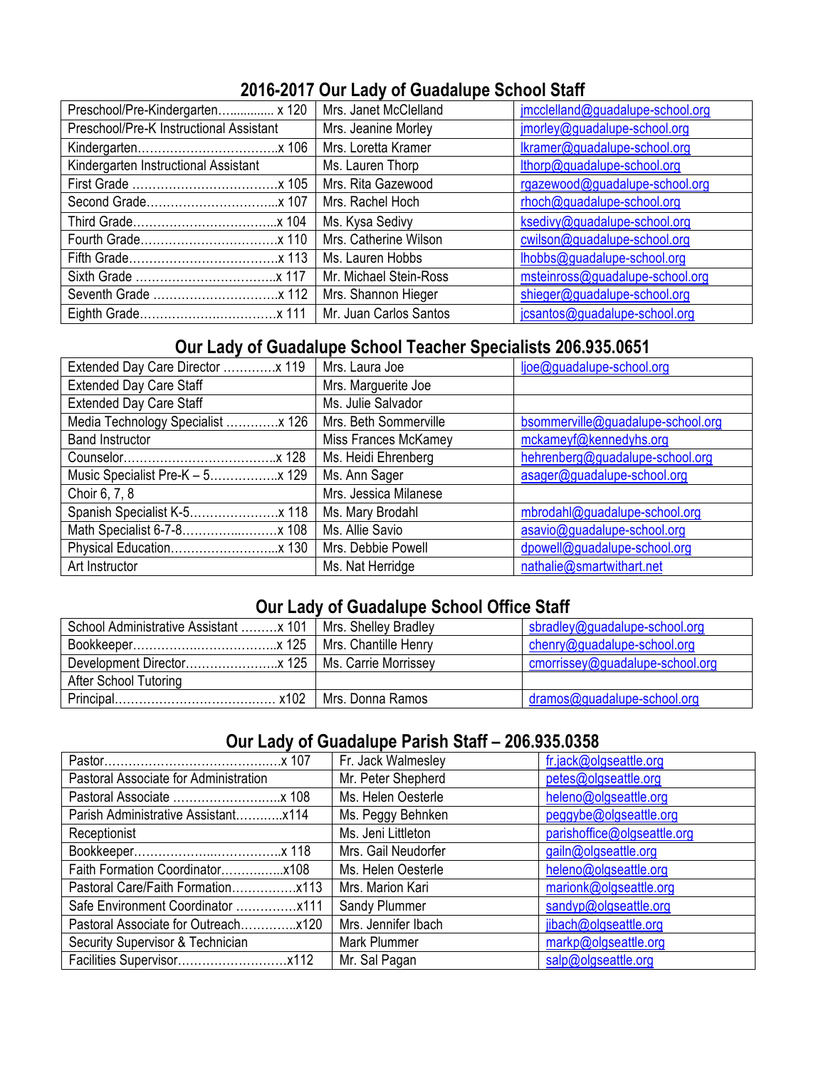## 2016-2017 Our Lady of Guadalupe School Staff

| | | |
|---|---|---|
| Preschool/Pre-Kindergarten…............ x 120 | Mrs. Janet McClelland | jmcclelland@guadalupe-school.org |
| Preschool/Pre-K Instructional Assistant | Mrs. Jeanine Morley | jmorley@guadalupe-school.org |
| Kindergarten……………………………..x 106 | Mrs. Loretta Kramer | lkramer@guadalupe-school.org |
| Kindergarten Instructional Assistant | Ms. Lauren Thorp | lthorp@guadalupe-school.org |
| First Grade ………………………………x 105 | Mrs. Rita Gazewood | rgazewood@guadalupe-school.org |
| Second Grade…………………………..x 107 | Mrs. Rachel Hoch | rhoch@guadalupe-school.org |
| Third Grade……………………………..x 104 | Ms. Kysa Sedivy | ksedivy@guadalupe-school.org |
| Fourth Grade……………………………x 110 | Mrs. Catherine Wilson | cwilson@guadalupe-school.org |
| Fifth Grade………………………………x 113 | Ms. Lauren Hobbs | lhobbs@guadalupe-school.org |
| Sixth Grade ……………………………..x 117 | Mr. Michael Stein-Ross | msteinross@guadalupe-school.org |
| Seventh Grade …………………………..x 112 | Mrs. Shannon Hieger | shieger@guadalupe-school.org |
| Eighth Grade…………………..…………x 111 | Mr. Juan Carlos Santos | jcsantos@guadalupe-school.org |

## Our Lady of Guadalupe School Teacher Specialists 206.935.0651

| | | |
|---|---|---|
| Extended Day Care Director ………….x 119 | Mrs. Laura Joe | ljoe@guadalupe-school.org |
| Extended Day Care Staff | Mrs. Marguerite Joe | |
| Extended Day Care Staff | Ms. Julie Salvador | |
| Media Technology Specialist ………….x 126 | Mrs. Beth Sommerville | bsommerville@guadalupe-school.org |
| Band Instructor | Miss Frances McKamey | mckameyf@kennedyhs.org |
| Counselor………………………………..x 128 | Ms. Heidi Ehrenberg | hehrenberg@guadalupe-school.org |
| Music Specialist Pre-K – 5……………..x 129 | Ms. Ann Sager | asager@guadalupe-school.org |
| Choir 6, 7, 8 | Mrs. Jessica Milanese | |
| Spanish Specialist K-5………………….x 118 | Ms. Mary Brodahl | mbrodahl@guadalupe-school.org |
| Math Specialist 6-7-8……………..……x 108 | Ms. Allie Savio | asavio@guadalupe-school.org |
| Physical Education……………………..x 130 | Mrs. Debbie Powell | dpowell@guadalupe-school.org |
| Art Instructor | Ms. Nat Herridge | nathalie@smartwithart.net |

## Our Lady of Guadalupe School Office Staff

| | | |
|---|---|---|
| School Administrative Assistant ………x 101 | Mrs. Shelley Bradley | sbradley@guadalupe-school.org |
| Bookkeeper……………….……………..x 125 | Mrs. Chantille Henry | chenry@guadalupe-school.org |
| Development Director…………………..x 125 | Ms. Carrie Morrissey | cmorrissey@guadalupe-school.org |
| After School Tutoring | | |
| Principal………………………………… x102 | Mrs. Donna Ramos | dramos@guadalupe-school.org |

## Our Lady of Guadalupe Parish Staff – 206.935.0358

| | | |
|---|---|---|
| Pastor……………………………………x 107 | Fr. Jack Walmesley | fr.jack@olgseattle.org |
| Pastoral Associate for Administration | Mr. Peter Shepherd | petes@olgseattle.org |
| Pastoral Associate ……………………..x 108 | Ms. Helen Oesterle | heleno@olgseattle.org |
| Parish Administrative Assistant………..x114 | Ms. Peggy Behnken | peggybe@olgseattle.org |
| Receptionist | Ms. Jeni Littleton | parishoffice@olgseattle.org |
| Bookkeeper………………..…………….x 118 | Mrs. Gail Neudorfer | gailn@olgseattle.org |
| Faith Formation Coordinator…………..x108 | Ms. Helen Oesterle | heleno@olgseattle.org |
| Pastoral Care/Faith Formation…………….x113 | Mrs. Marion Kari | marionk@olgseattle.org |
| Safe Environment Coordinator ……………x111 | Sandy Plummer | sandyp@olgseattle.org |
| Pastoral Associate for Outreach…………..x120 | Mrs. Jennifer Ibach | jibach@olgseattle.org |
| Security Supervisor & Technician | Mark Plummer | markp@olgseattle.org |
| Facilities Supervisor………………………x112 | Mr. Sal Pagan | salp@olgseattle.org |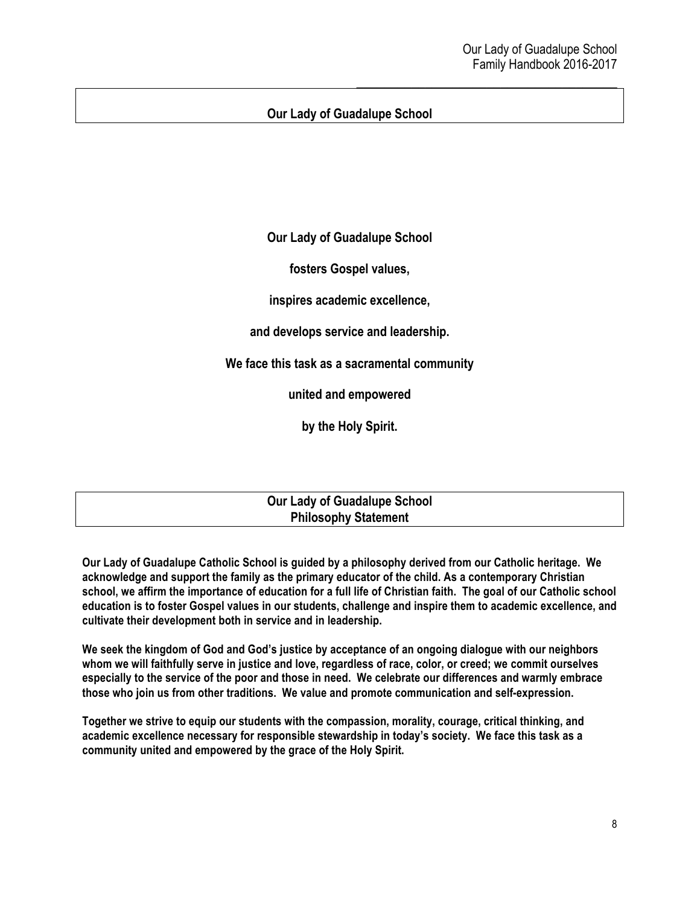## Our Lady of Guadalupe School

**Our Lady of Guadalupe School**

**fosters Gospel values,**

**inspires academic excellence,**

**and develops service and leadership.**

**We face this task as a sacramental community**

**united and empowered**

**by the Holy Spirit.**

## Our Lady of Guadalupe School Philosophy Statement

**Our Lady of Guadalupe Catholic School is guided by a philosophy derived from our Catholic heritage. We acknowledge and support the family as the primary educator of the child. As a contemporary Christian school, we affirm the importance of education for a full life of Christian faith. The goal of our Catholic school education is to foster Gospel values in our students, challenge and inspire them to academic excellence, and cultivate their development both in service and in leadership.**

**We seek the kingdom of God and God's justice by acceptance of an ongoing dialogue with our neighbors whom we will faithfully serve in justice and love, regardless of race, color, or creed; we commit ourselves especially to the service of the poor and those in need. We celebrate our differences and warmly embrace those who join us from other traditions. We value and promote communication and self-expression.**

**Together we strive to equip our students with the compassion, morality, courage, critical thinking, and academic excellence necessary for responsible stewardship in today's society. We face this task as a community united and empowered by the grace of the Holy Spirit.**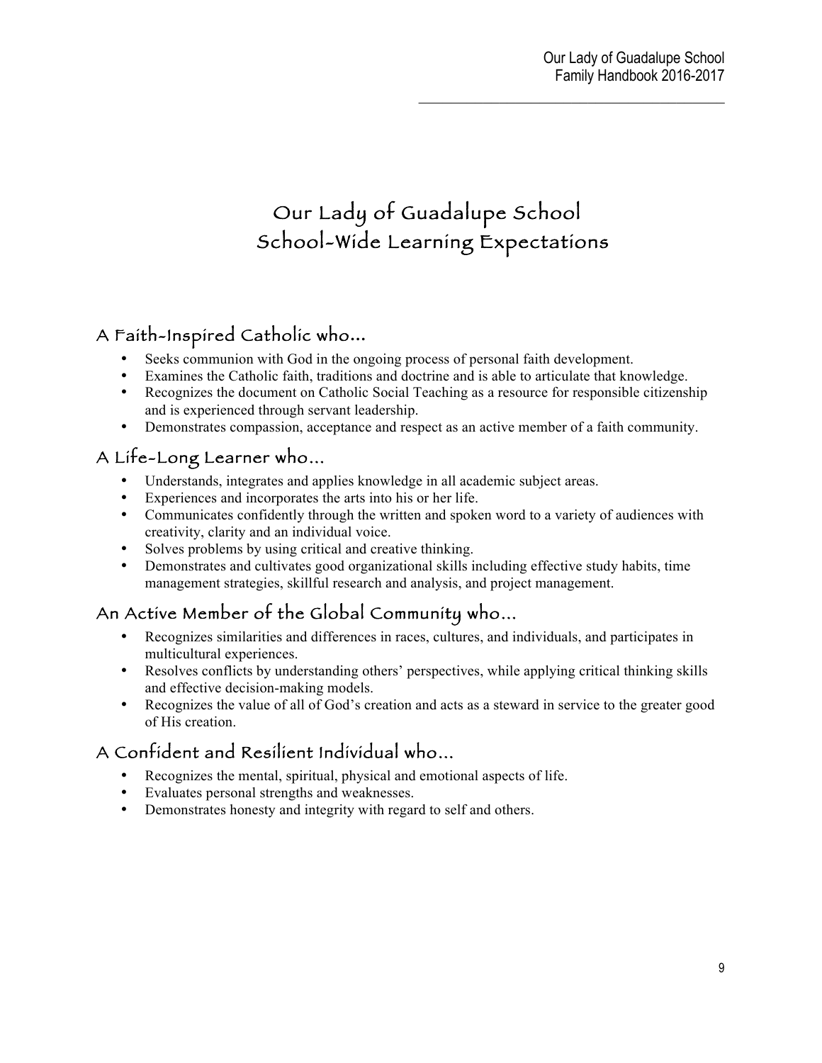# Our Lady of Guadalupe School
# School-Wide Learning Expectations

## A Faith-Inspired Catholic who…

- Seeks communion with God in the ongoing process of personal faith development.
- Examines the Catholic faith, traditions and doctrine and is able to articulate that knowledge.
- Recognizes the document on Catholic Social Teaching as a resource for responsible citizenship and is experienced through servant leadership.
- Demonstrates compassion, acceptance and respect as an active member of a faith community.

## A Life-Long Learner who…

- Understands, integrates and applies knowledge in all academic subject areas.
- Experiences and incorporates the arts into his or her life.
- Communicates confidently through the written and spoken word to a variety of audiences with creativity, clarity and an individual voice.
- Solves problems by using critical and creative thinking.
- Demonstrates and cultivates good organizational skills including effective study habits, time management strategies, skillful research and analysis, and project management.

## An Active Member of the Global Community who…

- Recognizes similarities and differences in races, cultures, and individuals, and participates in multicultural experiences.
- Resolves conflicts by understanding others' perspectives, while applying critical thinking skills and effective decision-making models.
- Recognizes the value of all of God's creation and acts as a steward in service to the greater good of His creation.

## A Confident and Resilient Individual who…

- Recognizes the mental, spiritual, physical and emotional aspects of life.
- Evaluates personal strengths and weaknesses.
- Demonstrates honesty and integrity with regard to self and others.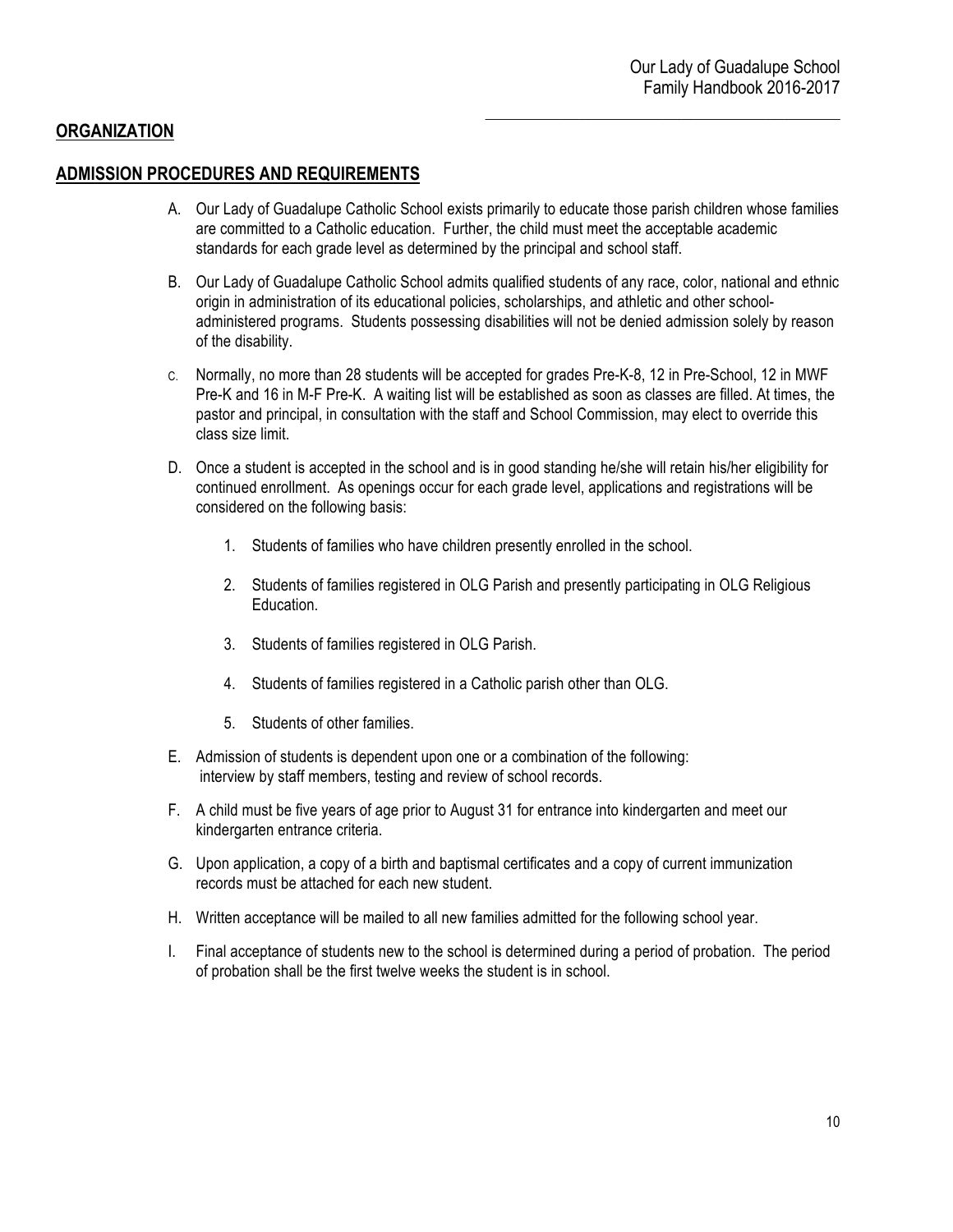## ORGANIZATION

## ADMISSION PROCEDURES AND REQUIREMENTS

A. Our Lady of Guadalupe Catholic School exists primarily to educate those parish children whose families are committed to a Catholic education. Further, the child must meet the acceptable academic standards for each grade level as determined by the principal and school staff.

B. Our Lady of Guadalupe Catholic School admits qualified students of any race, color, national and ethnic origin in administration of its educational policies, scholarships, and athletic and other school-administered programs. Students possessing disabilities will not be denied admission solely by reason of the disability.

C. Normally, no more than 28 students will be accepted for grades Pre-K-8, 12 in Pre-School, 12 in MWF Pre-K and 16 in M-F Pre-K. A waiting list will be established as soon as classes are filled. At times, the pastor and principal, in consultation with the staff and School Commission, may elect to override this class size limit.

D. Once a student is accepted in the school and is in good standing he/she will retain his/her eligibility for continued enrollment. As openings occur for each grade level, applications and registrations will be considered on the following basis:

   1. Students of families who have children presently enrolled in the school.

   2. Students of families registered in OLG Parish and presently participating in OLG Religious Education.

   3. Students of families registered in OLG Parish.

   4. Students of families registered in a Catholic parish other than OLG.

   5. Students of other families.

E. Admission of students is dependent upon one or a combination of the following: interview by staff members, testing and review of school records.

F. A child must be five years of age prior to August 31 for entrance into kindergarten and meet our kindergarten entrance criteria.

G. Upon application, a copy of a birth and baptismal certificates and a copy of current immunization records must be attached for each new student.

H. Written acceptance will be mailed to all new families admitted for the following school year.

I. Final acceptance of students new to the school is determined during a period of probation. The period of probation shall be the first twelve weeks the student is in school.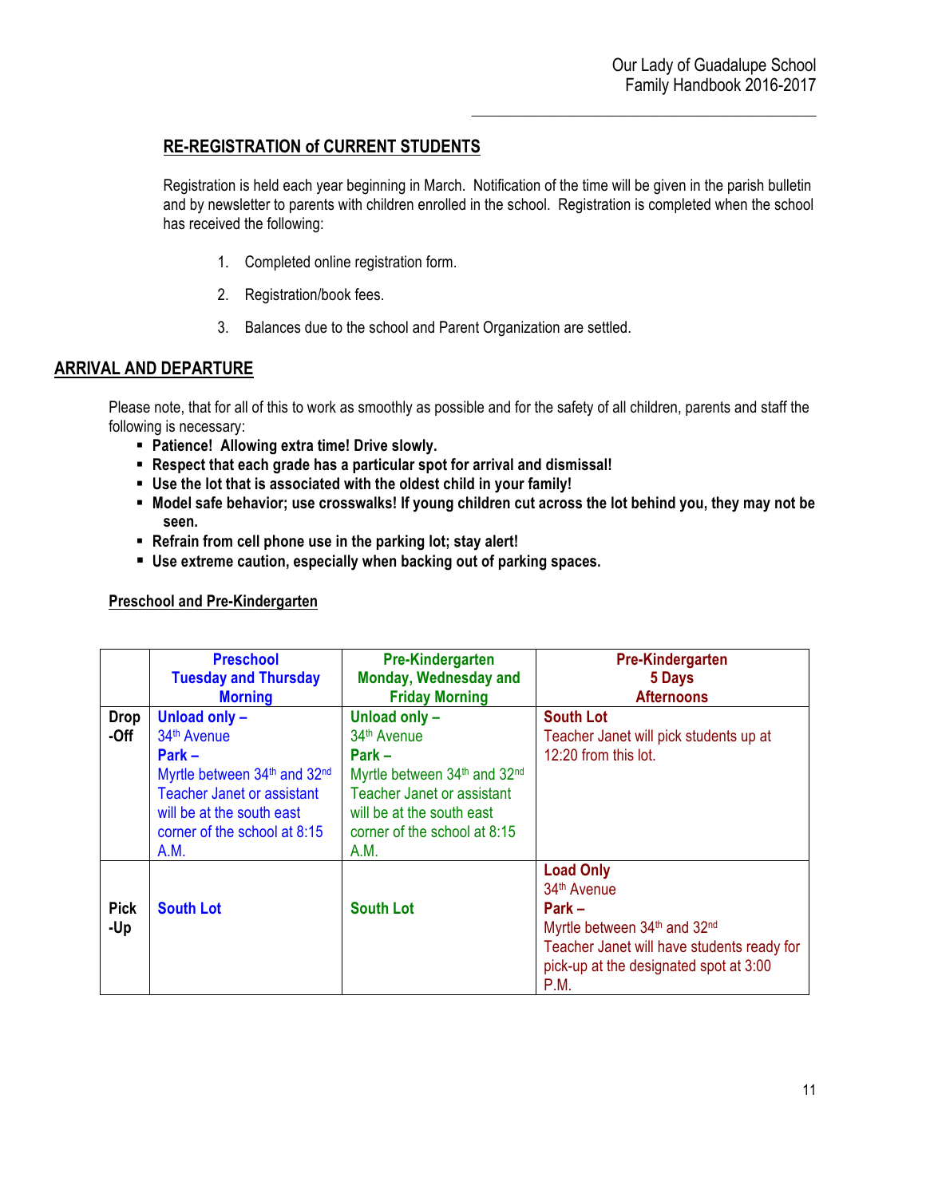## RE-REGISTRATION of CURRENT STUDENTS

Registration is held each year beginning in March. Notification of the time will be given in the parish bulletin and by newsletter to parents with children enrolled in the school. Registration is completed when the school has received the following:

1. Completed online registration form.
2. Registration/book fees.
3. Balances due to the school and Parent Organization are settled.

## ARRIVAL AND DEPARTURE

Please note, that for all of this to work as smoothly as possible and for the safety of all children, parents and staff the following is necessary:

- **Patience! Allowing extra time! Drive slowly.**
- **Respect that each grade has a particular spot for arrival and dismissal!**
- **Use the lot that is associated with the oldest child in your family!**
- **Model safe behavior; use crosswalks! If young children cut across the lot behind you, they may not be seen.**
- **Refrain from cell phone use in the parking lot; stay alert!**
- **Use extreme caution, especially when backing out of parking spaces.**

### Preschool and Pre-Kindergarten

| | **Preschool Tuesday and Thursday Morning** | **Pre-Kindergarten Monday, Wednesday and Friday Morning** | **Pre-Kindergarten 5 Days Afternoons** |
|---|---|---|---|
| **Drop -Off** | **Unload only –** 34th Avenue **Park –** Myrtle between 34th and 32nd Teacher Janet or assistant will be at the south east corner of the school at 8:15 A.M. | **Unload only –** 34th Avenue **Park –** Myrtle between 34th and 32nd Teacher Janet or assistant will be at the south east corner of the school at 8:15 A.M. | **South Lot** Teacher Janet will pick students up at 12:20 from this lot. |
| **Pick -Up** | **South Lot** | **South Lot** | **Load Only** 34th Avenue **Park –** Myrtle between 34th and 32nd Teacher Janet will have students ready for pick-up at the designated spot at 3:00 P.M. |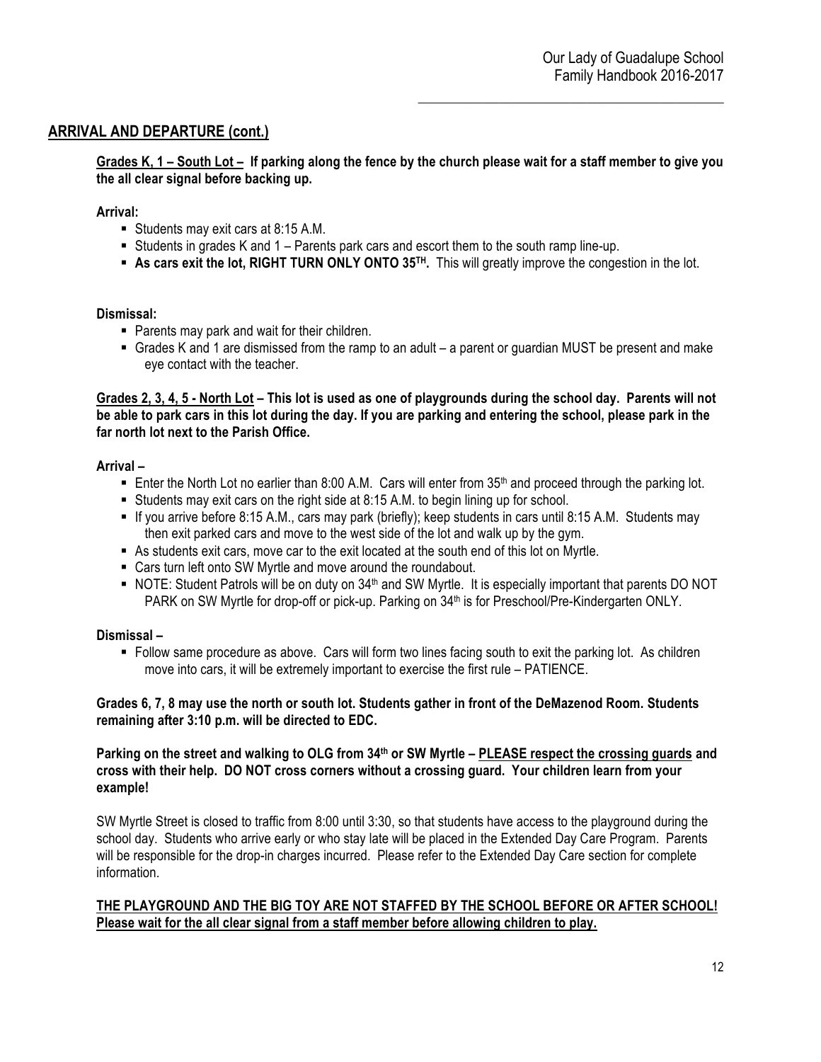## ARRIVAL AND DEPARTURE (cont.)

**Grades K, 1 – South Lot – If parking along the fence by the church please wait for a staff member to give you the all clear signal before backing up.**

**Arrival:**

- Students may exit cars at 8:15 A.M.
- Students in grades K and 1 – Parents park cars and escort them to the south ramp line-up.
- **As cars exit the lot, RIGHT TURN ONLY ONTO 35TH.** This will greatly improve the congestion in the lot.

**Dismissal:**

- Parents may park and wait for their children.
- Grades K and 1 are dismissed from the ramp to an adult – a parent or guardian MUST be present and make eye contact with the teacher.

**Grades 2, 3, 4, 5 - North Lot – This lot is used as one of playgrounds during the school day. Parents will not be able to park cars in this lot during the day. If you are parking and entering the school, please park in the far north lot next to the Parish Office.**

**Arrival –**

- Enter the North Lot no earlier than 8:00 A.M. Cars will enter from 35th and proceed through the parking lot.
- Students may exit cars on the right side at 8:15 A.M. to begin lining up for school.
- If you arrive before 8:15 A.M., cars may park (briefly); keep students in cars until 8:15 A.M. Students may then exit parked cars and move to the west side of the lot and walk up by the gym.
- As students exit cars, move car to the exit located at the south end of this lot on Myrtle.
- Cars turn left onto SW Myrtle and move around the roundabout.
- NOTE: Student Patrols will be on duty on 34th and SW Myrtle. It is especially important that parents DO NOT PARK on SW Myrtle for drop-off or pick-up. Parking on 34th is for Preschool/Pre-Kindergarten ONLY.

**Dismissal –**

- Follow same procedure as above. Cars will form two lines facing south to exit the parking lot. As children move into cars, it will be extremely important to exercise the first rule – PATIENCE.

**Grades 6, 7, 8 may use the north or south lot. Students gather in front of the DeMazenod Room. Students remaining after 3:10 p.m. will be directed to EDC.**

**Parking on the street and walking to OLG from 34th or SW Myrtle – PLEASE respect the crossing guards and cross with their help. DO NOT cross corners without a crossing guard. Your children learn from your example!**

SW Myrtle Street is closed to traffic from 8:00 until 3:30, so that students have access to the playground during the school day. Students who arrive early or who stay late will be placed in the Extended Day Care Program. Parents will be responsible for the drop-in charges incurred. Please refer to the Extended Day Care section for complete information.

**THE PLAYGROUND AND THE BIG TOY ARE NOT STAFFED BY THE SCHOOL BEFORE OR AFTER SCHOOL! Please wait for the all clear signal from a staff member before allowing children to play.**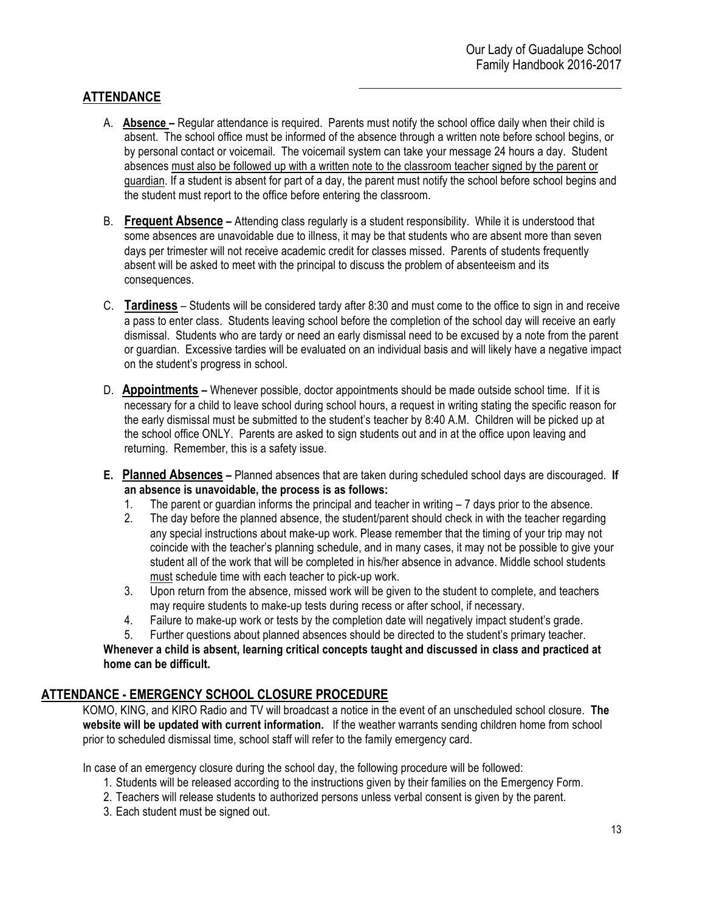## ATTENDANCE

A. **Absence –** Regular attendance is required. Parents must notify the school office daily when their child is absent. The school office must be informed of the absence through a written note before school begins, or by personal contact or voicemail. The voicemail system can take your message 24 hours a day. Student absences must also be followed up with a written note to the classroom teacher signed by the parent or guardian. If a student is absent for part of a day, the parent must notify the school before school begins and the student must report to the office before entering the classroom.

B. **Frequent Absence –** Attending class regularly is a student responsibility. While it is understood that some absences are unavoidable due to illness, it may be that students who are absent more than seven days per trimester will not receive academic credit for classes missed. Parents of students frequently absent will be asked to meet with the principal to discuss the problem of absenteeism and its consequences.

C. **Tardiness** – Students will be considered tardy after 8:30 and must come to the office to sign in and receive a pass to enter class. Students leaving school before the completion of the school day will receive an early dismissal. Students who are tardy or need an early dismissal need to be excused by a note from the parent or guardian. Excessive tardies will be evaluated on an individual basis and will likely have a negative impact on the student's progress in school.

D. **Appointments –** Whenever possible, doctor appointments should be made outside school time. If it is necessary for a child to leave school during school hours, a request in writing stating the specific reason for the early dismissal must be submitted to the student's teacher by 8:40 A.M. Children will be picked up at the school office ONLY. Parents are asked to sign students out and in at the office upon leaving and returning. Remember, this is a safety issue.

**E. Planned Absences –** Planned absences that are taken during scheduled school days are discouraged. **If an absence is unavoidable, the process is as follows:**

1. The parent or guardian informs the principal and teacher in writing – 7 days prior to the absence.
2. The day before the planned absence, the student/parent should check in with the teacher regarding any special instructions about make-up work. Please remember that the timing of your trip may not coincide with the teacher's planning schedule, and in many cases, it may not be possible to give your student all of the work that will be completed in his/her absence in advance. Middle school students must schedule time with each teacher to pick-up work.
3. Upon return from the absence, missed work will be given to the student to complete, and teachers may require students to make-up tests during recess or after school, if necessary.
4. Failure to make-up work or tests by the completion date will negatively impact student's grade.
5. Further questions about planned absences should be directed to the student's primary teacher.

**Whenever a child is absent, learning critical concepts taught and discussed in class and practiced at home can be difficult.**

## ATTENDANCE - EMERGENCY SCHOOL CLOSURE PROCEDURE

KOMO, KING, and KIRO Radio and TV will broadcast a notice in the event of an unscheduled school closure. **The website will be updated with current information.** If the weather warrants sending children home from school prior to scheduled dismissal time, school staff will refer to the family emergency card.

In case of an emergency closure during the school day, the following procedure will be followed:

1. Students will be released according to the instructions given by their families on the Emergency Form.
2. Teachers will release students to authorized persons unless verbal consent is given by the parent.
3. Each student must be signed out.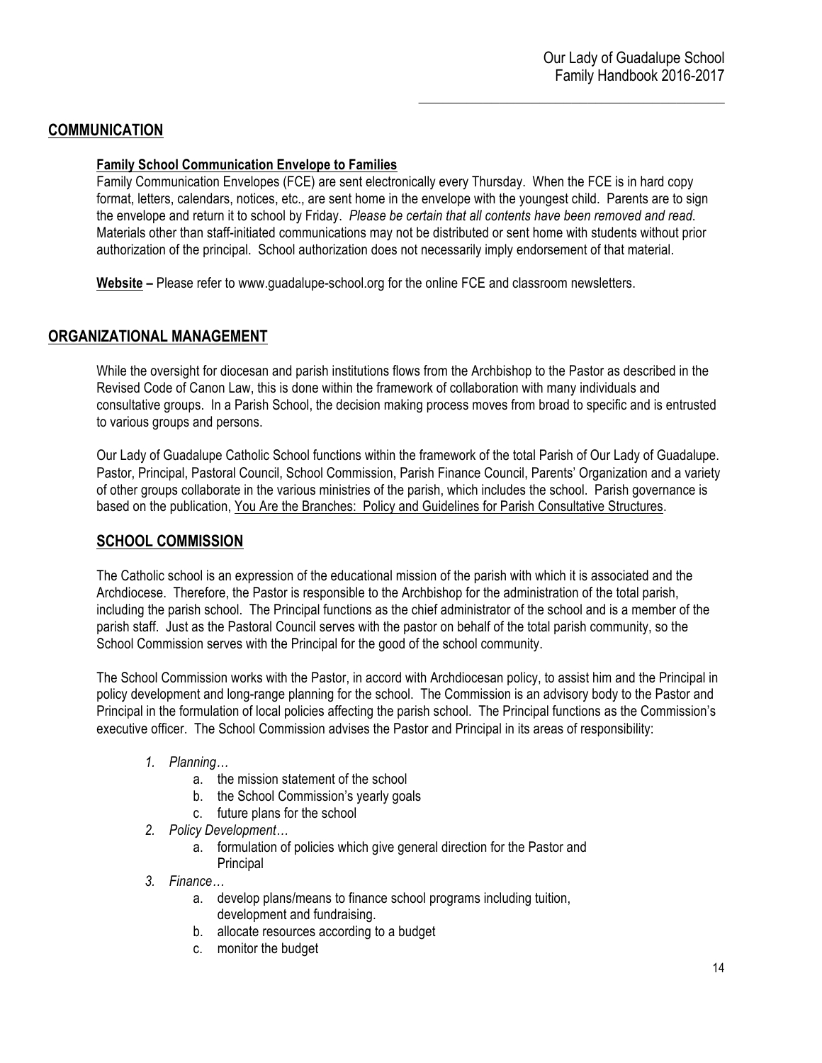## COMMUNICATION

### Family School Communication Envelope to Families

Family Communication Envelopes (FCE) are sent electronically every Thursday. When the FCE is in hard copy format, letters, calendars, notices, etc., are sent home in the envelope with the youngest child. Parents are to sign the envelope and return it to school by Friday. *Please be certain that all contents have been removed and read*. Materials other than staff-initiated communications may not be distributed or sent home with students without prior authorization of the principal. School authorization does not necessarily imply endorsement of that material.

**Website** – Please refer to www.guadalupe-school.org for the online FCE and classroom newsletters.

## ORGANIZATIONAL MANAGEMENT

While the oversight for diocesan and parish institutions flows from the Archbishop to the Pastor as described in the Revised Code of Canon Law, this is done within the framework of collaboration with many individuals and consultative groups. In a Parish School, the decision making process moves from broad to specific and is entrusted to various groups and persons.

Our Lady of Guadalupe Catholic School functions within the framework of the total Parish of Our Lady of Guadalupe. Pastor, Principal, Pastoral Council, School Commission, Parish Finance Council, Parents' Organization and a variety of other groups collaborate in the various ministries of the parish, which includes the school. Parish governance is based on the publication, You Are the Branches: Policy and Guidelines for Parish Consultative Structures.

## SCHOOL COMMISSION

The Catholic school is an expression of the educational mission of the parish with which it is associated and the Archdiocese. Therefore, the Pastor is responsible to the Archbishop for the administration of the total parish, including the parish school. The Principal functions as the chief administrator of the school and is a member of the parish staff. Just as the Pastoral Council serves with the pastor on behalf of the total parish community, so the School Commission serves with the Principal for the good of the school community.

The School Commission works with the Pastor, in accord with Archdiocesan policy, to assist him and the Principal in policy development and long-range planning for the school. The Commission is an advisory body to the Pastor and Principal in the formulation of local policies affecting the parish school. The Principal functions as the Commission's executive officer. The School Commission advises the Pastor and Principal in its areas of responsibility:

1. *Planning…*
   a. the mission statement of the school
   b. the School Commission's yearly goals
   c. future plans for the school
2. *Policy Development…*
   a. formulation of policies which give general direction for the Pastor and Principal
3. *Finance…*
   a. develop plans/means to finance school programs including tuition, development and fundraising.
   b. allocate resources according to a budget
   c. monitor the budget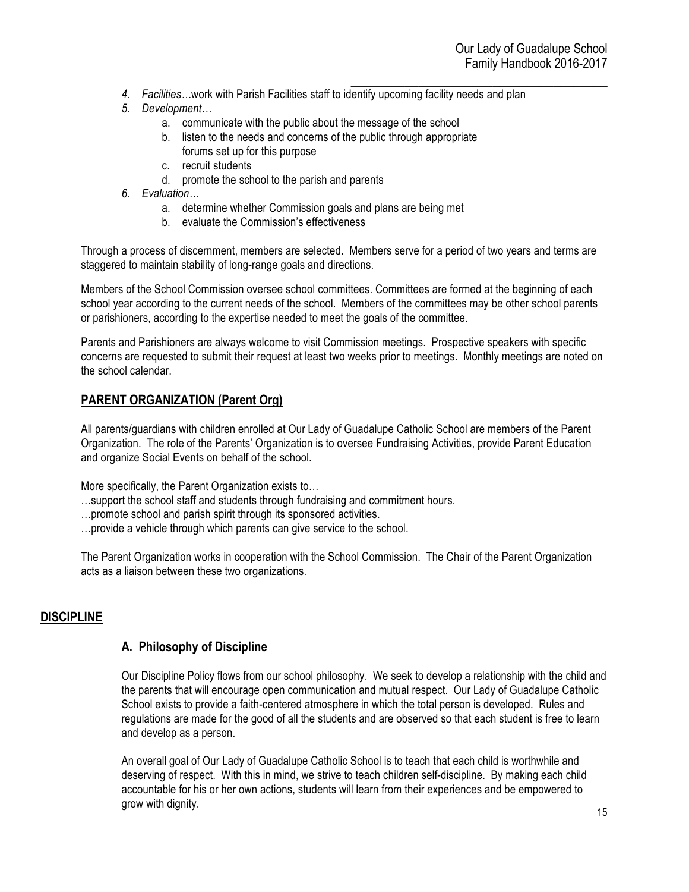4. *Facilities*…work with Parish Facilities staff to identify upcoming facility needs and plan
5. *Development*…
    a. communicate with the public about the message of the school
    b. listen to the needs and concerns of the public through appropriate forums set up for this purpose
    c. recruit students
    d. promote the school to the parish and parents
6. *Evaluation*…
    a. determine whether Commission goals and plans are being met
    b. evaluate the Commission's effectiveness

Through a process of discernment, members are selected. Members serve for a period of two years and terms are staggered to maintain stability of long-range goals and directions.

Members of the School Commission oversee school committees. Committees are formed at the beginning of each school year according to the current needs of the school. Members of the committees may be other school parents or parishioners, according to the expertise needed to meet the goals of the committee.

Parents and Parishioners are always welcome to visit Commission meetings. Prospective speakers with specific concerns are requested to submit their request at least two weeks prior to meetings. Monthly meetings are noted on the school calendar.

## PARENT ORGANIZATION (Parent Org)

All parents/guardians with children enrolled at Our Lady of Guadalupe Catholic School are members of the Parent Organization. The role of the Parents' Organization is to oversee Fundraising Activities, provide Parent Education and organize Social Events on behalf of the school.

More specifically, the Parent Organization exists to…

…support the school staff and students through fundraising and commitment hours.

…promote school and parish spirit through its sponsored activities.

…provide a vehicle through which parents can give service to the school.

The Parent Organization works in cooperation with the School Commission. The Chair of the Parent Organization acts as a liaison between these two organizations.

## DISCIPLINE

### A. Philosophy of Discipline

Our Discipline Policy flows from our school philosophy. We seek to develop a relationship with the child and the parents that will encourage open communication and mutual respect. Our Lady of Guadalupe Catholic School exists to provide a faith-centered atmosphere in which the total person is developed. Rules and regulations are made for the good of all the students and are observed so that each student is free to learn and develop as a person.

An overall goal of Our Lady of Guadalupe Catholic School is to teach that each child is worthwhile and deserving of respect. With this in mind, we strive to teach children self-discipline. By making each child accountable for his or her own actions, students will learn from their experiences and be empowered to grow with dignity.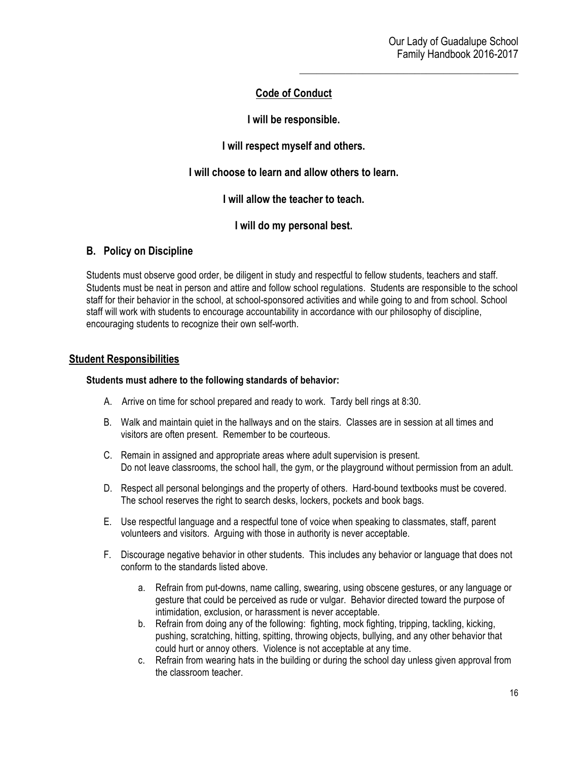## Code of Conduct

**I will be responsible.**

**I will respect myself and others.**

**I will choose to learn and allow others to learn.**

**I will allow the teacher to teach.**

**I will do my personal best.**

### B. Policy on Discipline

Students must observe good order, be diligent in study and respectful to fellow students, teachers and staff. Students must be neat in person and attire and follow school regulations. Students are responsible to the school staff for their behavior in the school, at school-sponsored activities and while going to and from school. School staff will work with students to encourage accountability in accordance with our philosophy of discipline, encouraging students to recognize their own self-worth.

## Student Responsibilities

**Students must adhere to the following standards of behavior:**

A. Arrive on time for school prepared and ready to work. Tardy bell rings at 8:30.

B. Walk and maintain quiet in the hallways and on the stairs. Classes are in session at all times and visitors are often present. Remember to be courteous.

C. Remain in assigned and appropriate areas where adult supervision is present. Do not leave classrooms, the school hall, the gym, or the playground without permission from an adult.

D. Respect all personal belongings and the property of others. Hard-bound textbooks must be covered. The school reserves the right to search desks, lockers, pockets and book bags.

E. Use respectful language and a respectful tone of voice when speaking to classmates, staff, parent volunteers and visitors. Arguing with those in authority is never acceptable.

F. Discourage negative behavior in other students. This includes any behavior or language that does not conform to the standards listed above.

   a. Refrain from put-downs, name calling, swearing, using obscene gestures, or any language or gesture that could be perceived as rude or vulgar. Behavior directed toward the purpose of intimidation, exclusion, or harassment is never acceptable.
   
   b. Refrain from doing any of the following: fighting, mock fighting, tripping, tackling, kicking, pushing, scratching, hitting, spitting, throwing objects, bullying, and any other behavior that could hurt or annoy others. Violence is not acceptable at any time.
   
   c. Refrain from wearing hats in the building or during the school day unless given approval from the classroom teacher.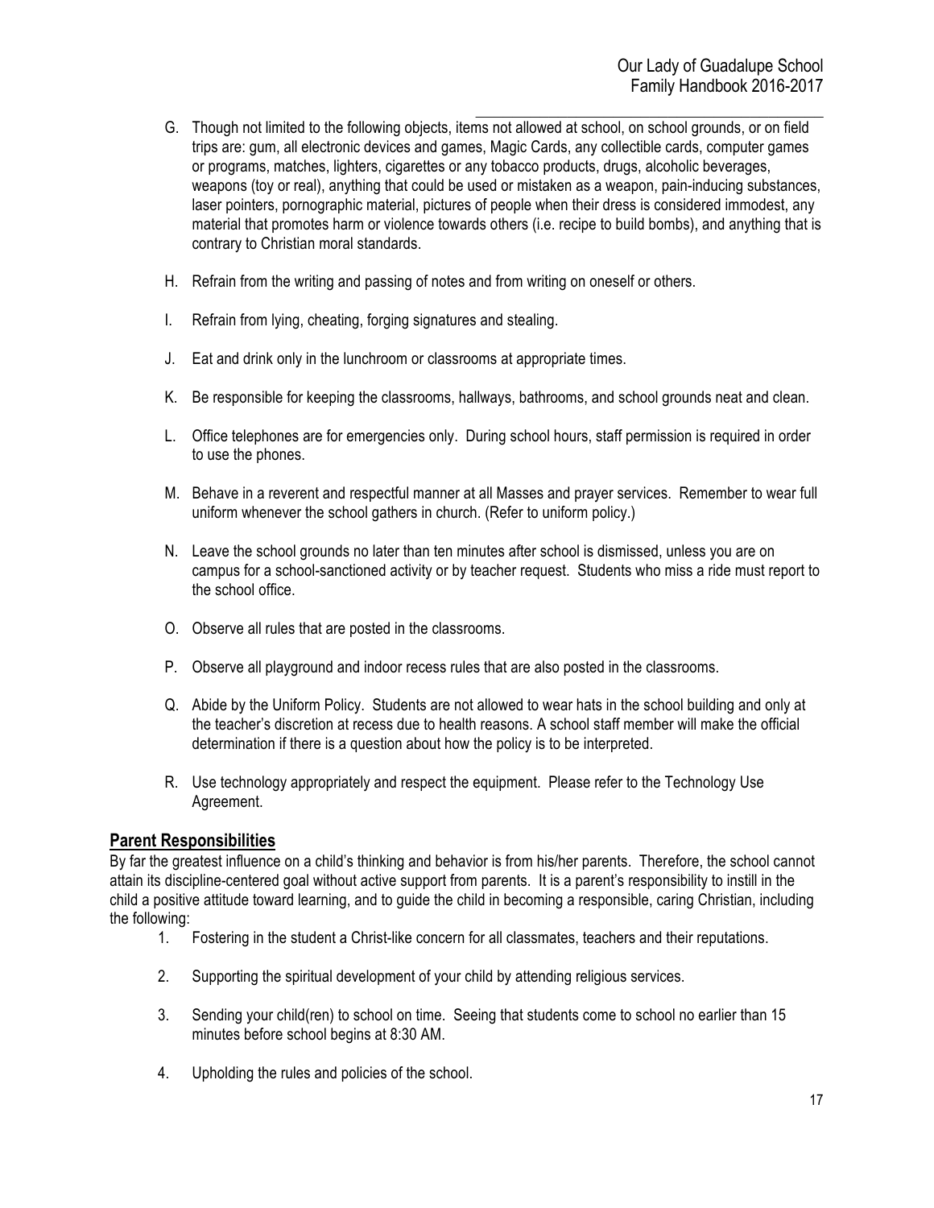G. Though not limited to the following objects, items not allowed at school, on school grounds, or on field trips are: gum, all electronic devices and games, Magic Cards, any collectible cards, computer games or programs, matches, lighters, cigarettes or any tobacco products, drugs, alcoholic beverages, weapons (toy or real), anything that could be used or mistaken as a weapon, pain-inducing substances, laser pointers, pornographic material, pictures of people when their dress is considered immodest, any material that promotes harm or violence towards others (i.e. recipe to build bombs), and anything that is contrary to Christian moral standards.

H. Refrain from the writing and passing of notes and from writing on oneself or others.

I. Refrain from lying, cheating, forging signatures and stealing.

J. Eat and drink only in the lunchroom or classrooms at appropriate times.

K. Be responsible for keeping the classrooms, hallways, bathrooms, and school grounds neat and clean.

L. Office telephones are for emergencies only. During school hours, staff permission is required in order to use the phones.

M. Behave in a reverent and respectful manner at all Masses and prayer services. Remember to wear full uniform whenever the school gathers in church. (Refer to uniform policy.)

N. Leave the school grounds no later than ten minutes after school is dismissed, unless you are on campus for a school-sanctioned activity or by teacher request. Students who miss a ride must report to the school office.

O. Observe all rules that are posted in the classrooms.

P. Observe all playground and indoor recess rules that are also posted in the classrooms.

Q. Abide by the Uniform Policy. Students are not allowed to wear hats in the school building and only at the teacher's discretion at recess due to health reasons. A school staff member will make the official determination if there is a question about how the policy is to be interpreted.

R. Use technology appropriately and respect the equipment. Please refer to the Technology Use Agreement.

## Parent Responsibilities

By far the greatest influence on a child's thinking and behavior is from his/her parents. Therefore, the school cannot attain its discipline-centered goal without active support from parents. It is a parent's responsibility to instill in the child a positive attitude toward learning, and to guide the child in becoming a responsible, caring Christian, including the following:

1. Fostering in the student a Christ-like concern for all classmates, teachers and their reputations.

2. Supporting the spiritual development of your child by attending religious services.

3. Sending your child(ren) to school on time. Seeing that students come to school no earlier than 15 minutes before school begins at 8:30 AM.

4. Upholding the rules and policies of the school.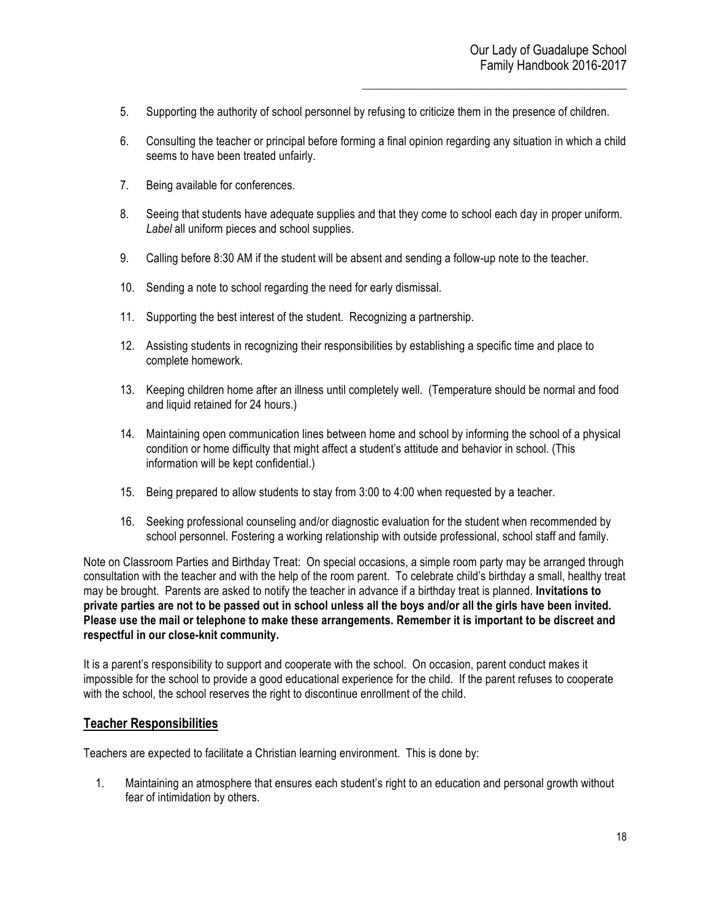5. Supporting the authority of school personnel by refusing to criticize them in the presence of children.

6. Consulting the teacher or principal before forming a final opinion regarding any situation in which a child seems to have been treated unfairly.

7. Being available for conferences.

8. Seeing that students have adequate supplies and that they come to school each day in proper uniform. *Label* all uniform pieces and school supplies.

9. Calling before 8:30 AM if the student will be absent and sending a follow-up note to the teacher.

10. Sending a note to school regarding the need for early dismissal.

11. Supporting the best interest of the student. Recognizing a partnership.

12. Assisting students in recognizing their responsibilities by establishing a specific time and place to complete homework.

13. Keeping children home after an illness until completely well. (Temperature should be normal and food and liquid retained for 24 hours.)

14. Maintaining open communication lines between home and school by informing the school of a physical condition or home difficulty that might affect a student's attitude and behavior in school. (This information will be kept confidential.)

15. Being prepared to allow students to stay from 3:00 to 4:00 when requested by a teacher.

16. Seeking professional counseling and/or diagnostic evaluation for the student when recommended by school personnel. Fostering a working relationship with outside professional, school staff and family.

Note on Classroom Parties and Birthday Treat: On special occasions, a simple room party may be arranged through consultation with the teacher and with the help of the room parent. To celebrate child's birthday a small, healthy treat may be brought. Parents are asked to notify the teacher in advance if a birthday treat is planned. **Invitations to private parties are not to be passed out in school unless all the boys and/or all the girls have been invited. Please use the mail or telephone to make these arrangements. Remember it is important to be discreet and respectful in our close-knit community.**

It is a parent's responsibility to support and cooperate with the school. On occasion, parent conduct makes it impossible for the school to provide a good educational experience for the child. If the parent refuses to cooperate with the school, the school reserves the right to discontinue enrollment of the child.

## Teacher Responsibilities

Teachers are expected to facilitate a Christian learning environment. This is done by:

1. Maintaining an atmosphere that ensures each student's right to an education and personal growth without fear of intimidation by others.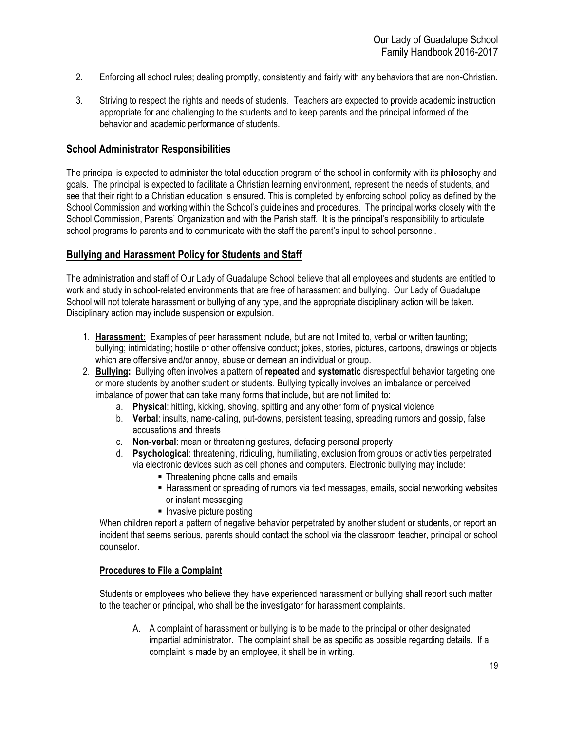2. Enforcing all school rules; dealing promptly, consistently and fairly with any behaviors that are non-Christian.

3. Striving to respect the rights and needs of students. Teachers are expected to provide academic instruction appropriate for and challenging to the students and to keep parents and the principal informed of the behavior and academic performance of students.

## School Administrator Responsibilities

The principal is expected to administer the total education program of the school in conformity with its philosophy and goals. The principal is expected to facilitate a Christian learning environment, represent the needs of students, and see that their right to a Christian education is ensured. This is completed by enforcing school policy as defined by the School Commission and working within the School's guidelines and procedures. The principal works closely with the School Commission, Parents' Organization and with the Parish staff. It is the principal's responsibility to articulate school programs to parents and to communicate with the staff the parent's input to school personnel.

## Bullying and Harassment Policy for Students and Staff

The administration and staff of Our Lady of Guadalupe School believe that all employees and students are entitled to work and study in school-related environments that are free of harassment and bullying. Our Lady of Guadalupe School will not tolerate harassment or bullying of any type, and the appropriate disciplinary action will be taken. Disciplinary action may include suspension or expulsion.

1. **Harassment:** Examples of peer harassment include, but are not limited to, verbal or written taunting; bullying; intimidating; hostile or other offensive conduct; jokes, stories, pictures, cartoons, drawings or objects which are offensive and/or annoy, abuse or demean an individual or group.
2. **Bullying:** Bullying often involves a pattern of **repeated** and **systematic** disrespectful behavior targeting one or more students by another student or students. Bullying typically involves an imbalance or perceived imbalance of power that can take many forms that include, but are not limited to:
   a. **Physical**: hitting, kicking, shoving, spitting and any other form of physical violence
   b. **Verbal**: insults, name-calling, put-downs, persistent teasing, spreading rumors and gossip, false accusations and threats
   c. **Non-verbal**: mean or threatening gestures, defacing personal property
   d. **Psychological**: threatening, ridiculing, humiliating, exclusion from groups or activities perpetrated via electronic devices such as cell phones and computers. Electronic bullying may include:
      - Threatening phone calls and emails
      - Harassment or spreading of rumors via text messages, emails, social networking websites or instant messaging
      - Invasive picture posting

   When children report a pattern of negative behavior perpetrated by another student or students, or report an incident that seems serious, parents should contact the school via the classroom teacher, principal or school counselor.

### Procedures to File a Complaint

Students or employees who believe they have experienced harassment or bullying shall report such matter to the teacher or principal, who shall be the investigator for harassment complaints.

A. A complaint of harassment or bullying is to be made to the principal or other designated impartial administrator. The complaint shall be as specific as possible regarding details. If a complaint is made by an employee, it shall be in writing.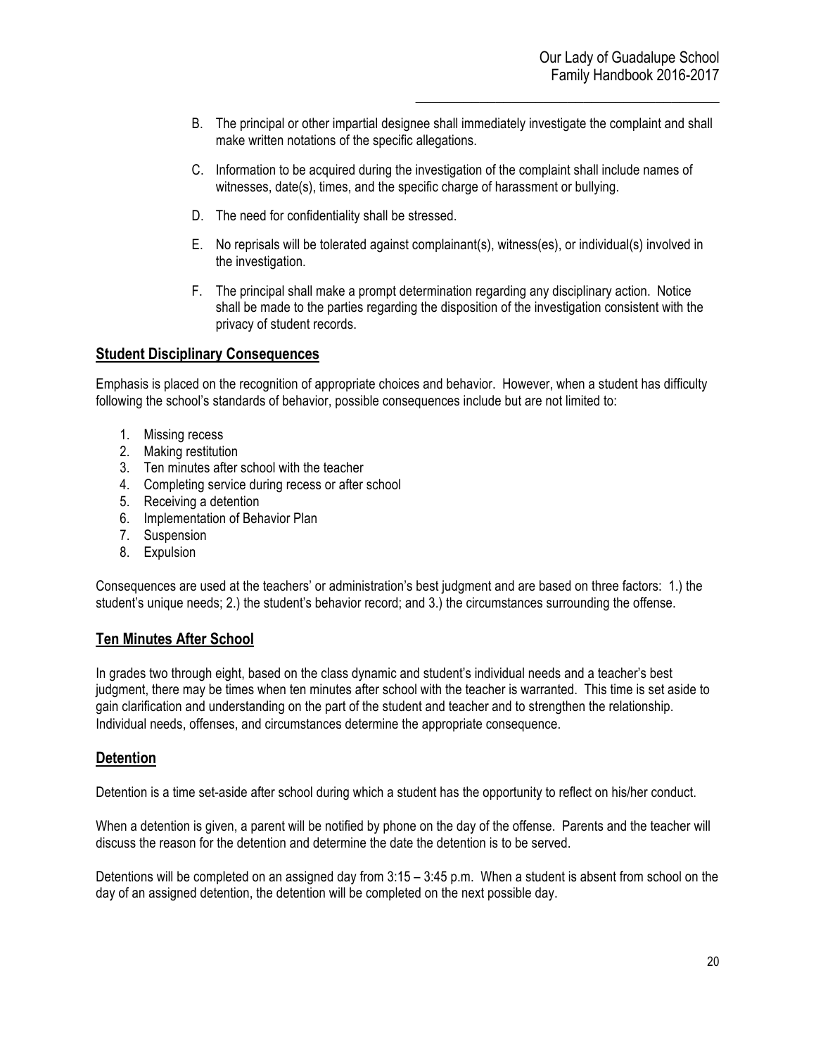B. The principal or other impartial designee shall immediately investigate the complaint and shall make written notations of the specific allegations.

C. Information to be acquired during the investigation of the complaint shall include names of witnesses, date(s), times, and the specific charge of harassment or bullying.

D. The need for confidentiality shall be stressed.

E. No reprisals will be tolerated against complainant(s), witness(es), or individual(s) involved in the investigation.

F. The principal shall make a prompt determination regarding any disciplinary action. Notice shall be made to the parties regarding the disposition of the investigation consistent with the privacy of student records.

## Student Disciplinary Consequences

Emphasis is placed on the recognition of appropriate choices and behavior. However, when a student has difficulty following the school's standards of behavior, possible consequences include but are not limited to:

1. Missing recess
2. Making restitution
3. Ten minutes after school with the teacher
4. Completing service during recess or after school
5. Receiving a detention
6. Implementation of Behavior Plan
7. Suspension
8. Expulsion

Consequences are used at the teachers' or administration's best judgment and are based on three factors: 1.) the student's unique needs; 2.) the student's behavior record; and 3.) the circumstances surrounding the offense.

## Ten Minutes After School

In grades two through eight, based on the class dynamic and student's individual needs and a teacher's best judgment, there may be times when ten minutes after school with the teacher is warranted. This time is set aside to gain clarification and understanding on the part of the student and teacher and to strengthen the relationship. Individual needs, offenses, and circumstances determine the appropriate consequence.

## Detention

Detention is a time set-aside after school during which a student has the opportunity to reflect on his/her conduct.

When a detention is given, a parent will be notified by phone on the day of the offense. Parents and the teacher will discuss the reason for the detention and determine the date the detention is to be served.

Detentions will be completed on an assigned day from 3:15 – 3:45 p.m. When a student is absent from school on the day of an assigned detention, the detention will be completed on the next possible day.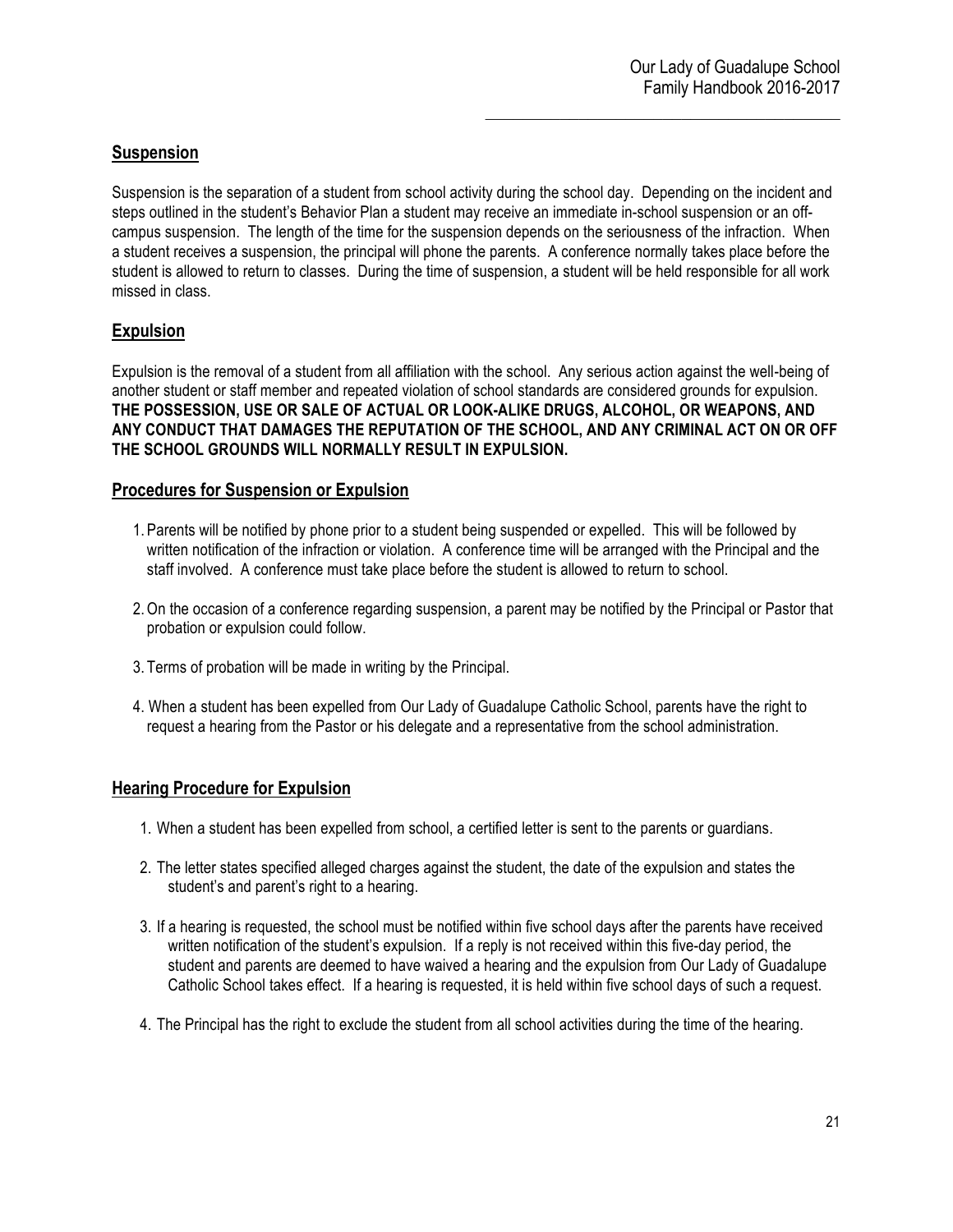## Suspension

Suspension is the separation of a student from school activity during the school day. Depending on the incident and steps outlined in the student's Behavior Plan a student may receive an immediate in-school suspension or an off-campus suspension. The length of the time for the suspension depends on the seriousness of the infraction. When a student receives a suspension, the principal will phone the parents. A conference normally takes place before the student is allowed to return to classes. During the time of suspension, a student will be held responsible for all work missed in class.

## Expulsion

Expulsion is the removal of a student from all affiliation with the school. Any serious action against the well-being of another student or staff member and repeated violation of school standards are considered grounds for expulsion. **THE POSSESSION, USE OR SALE OF ACTUAL OR LOOK-ALIKE DRUGS, ALCOHOL, OR WEAPONS, AND ANY CONDUCT THAT DAMAGES THE REPUTATION OF THE SCHOOL, AND ANY CRIMINAL ACT ON OR OFF THE SCHOOL GROUNDS WILL NORMALLY RESULT IN EXPULSION.**

## Procedures for Suspension or Expulsion

1. Parents will be notified by phone prior to a student being suspended or expelled. This will be followed by written notification of the infraction or violation. A conference time will be arranged with the Principal and the staff involved. A conference must take place before the student is allowed to return to school.

2. On the occasion of a conference regarding suspension, a parent may be notified by the Principal or Pastor that probation or expulsion could follow.

3. Terms of probation will be made in writing by the Principal.

4. When a student has been expelled from Our Lady of Guadalupe Catholic School, parents have the right to request a hearing from the Pastor or his delegate and a representative from the school administration.

## Hearing Procedure for Expulsion

1. When a student has been expelled from school, a certified letter is sent to the parents or guardians.

2. The letter states specified alleged charges against the student, the date of the expulsion and states the student's and parent's right to a hearing.

3. If a hearing is requested, the school must be notified within five school days after the parents have received written notification of the student's expulsion. If a reply is not received within this five-day period, the student and parents are deemed to have waived a hearing and the expulsion from Our Lady of Guadalupe Catholic School takes effect. If a hearing is requested, it is held within five school days of such a request.

4. The Principal has the right to exclude the student from all school activities during the time of the hearing.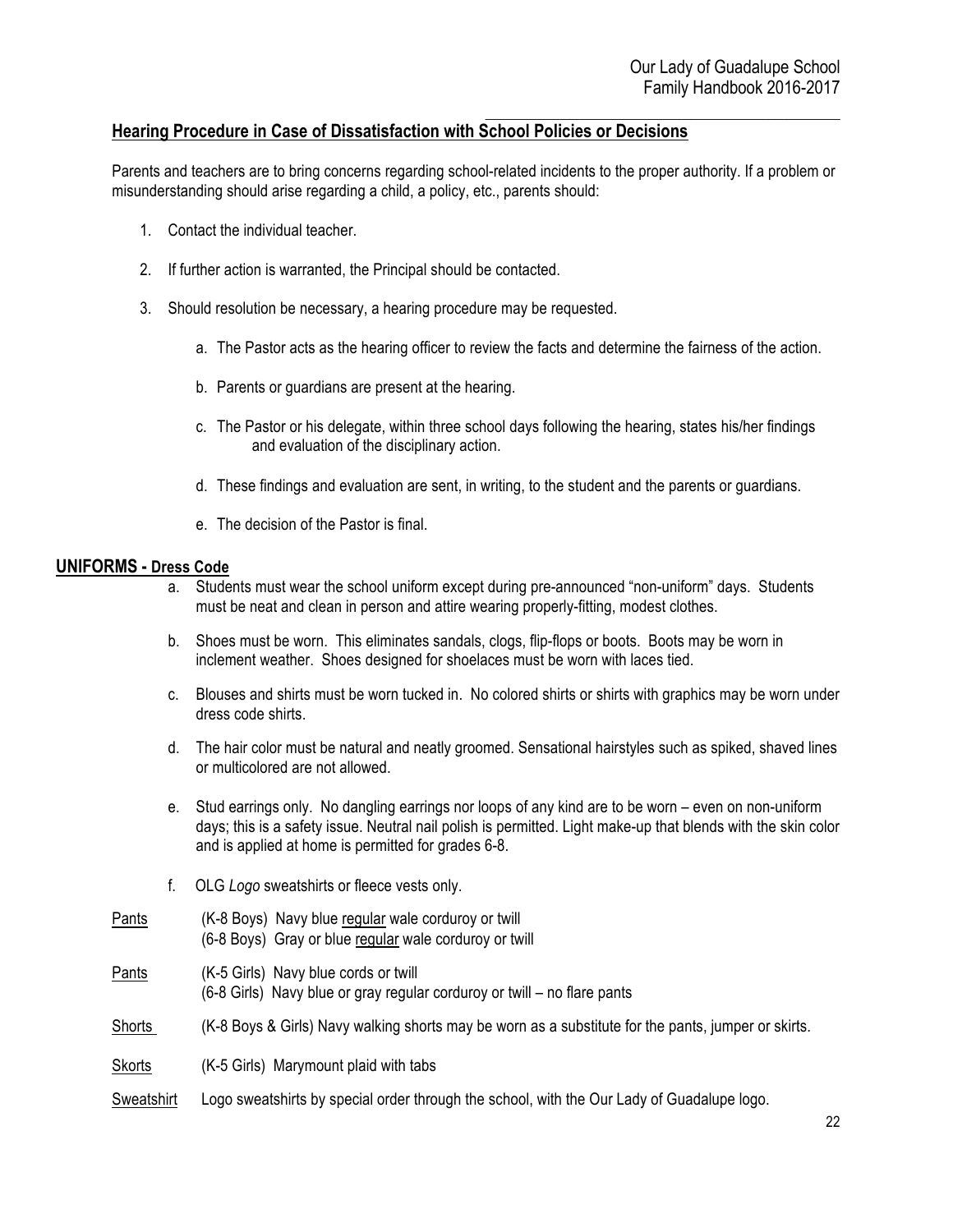## Hearing Procedure in Case of Dissatisfaction with School Policies or Decisions

Parents and teachers are to bring concerns regarding school-related incidents to the proper authority. If a problem or misunderstanding should arise regarding a child, a policy, etc., parents should:

1. Contact the individual teacher.
2. If further action is warranted, the Principal should be contacted.
3. Should resolution be necessary, a hearing procedure may be requested.
   a. The Pastor acts as the hearing officer to review the facts and determine the fairness of the action.
   b. Parents or guardians are present at the hearing.
   c. The Pastor or his delegate, within three school days following the hearing, states his/her findings and evaluation of the disciplinary action.
   d. These findings and evaluation are sent, in writing, to the student and the parents or guardians.
   e. The decision of the Pastor is final.

## UNIFORMS - Dress Code

a. Students must wear the school uniform except during pre-announced "non-uniform" days. Students must be neat and clean in person and attire wearing properly-fitting, modest clothes.

b. Shoes must be worn. This eliminates sandals, clogs, flip-flops or boots. Boots may be worn in inclement weather. Shoes designed for shoelaces must be worn with laces tied.

c. Blouses and shirts must be worn tucked in. No colored shirts or shirts with graphics may be worn under dress code shirts.

d. The hair color must be natural and neatly groomed. Sensational hairstyles such as spiked, shaved lines or multicolored are not allowed.

e. Stud earrings only. No dangling earrings nor loops of any kind are to be worn – even on non-uniform days; this is a safety issue. Neutral nail polish is permitted. Light make-up that blends with the skin color and is applied at home is permitted for grades 6-8.

f. OLG *Logo* sweatshirts or fleece vests only.

Pants (K-8 Boys) Navy blue regular wale corduroy or twill
(6-8 Boys) Gray or blue regular wale corduroy or twill

Pants (K-5 Girls) Navy blue cords or twill
(6-8 Girls) Navy blue or gray regular corduroy or twill – no flare pants

Shorts (K-8 Boys & Girls) Navy walking shorts may be worn as a substitute for the pants, jumper or skirts.

Skorts (K-5 Girls) Marymount plaid with tabs

Sweatshirt Logo sweatshirts by special order through the school, with the Our Lady of Guadalupe logo.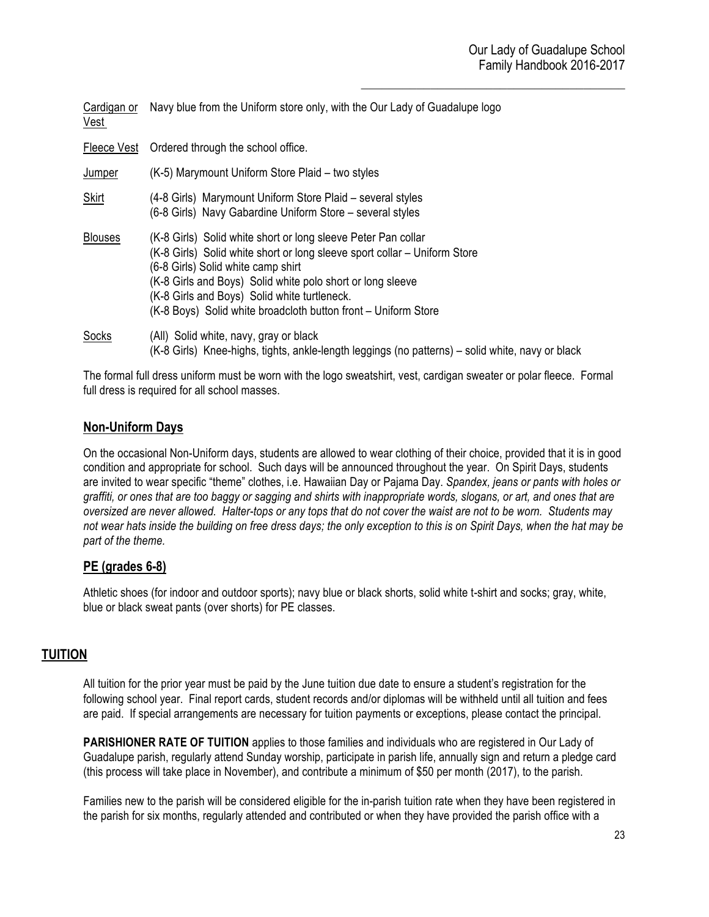<u>Cardigan or Vest</u> Navy blue from the Uniform store only, with the Our Lady of Guadalupe logo

<u>Fleece Vest</u> Ordered through the school office.

<u>Jumper</u> (K-5) Marymount Uniform Store Plaid – two styles

<u>Skirt</u> (4-8 Girls) Marymount Uniform Store Plaid – several styles
(6-8 Girls) Navy Gabardine Uniform Store – several styles

<u>Blouses</u> (K-8 Girls) Solid white short or long sleeve Peter Pan collar
(K-8 Girls) Solid white short or long sleeve sport collar – Uniform Store
(6-8 Girls) Solid white camp shirt
(K-8 Girls and Boys) Solid white polo short or long sleeve
(K-8 Girls and Boys) Solid white turtleneck.
(K-8 Boys) Solid white broadcloth button front – Uniform Store

<u>Socks</u> (All) Solid white, navy, gray or black
(K-8 Girls) Knee-highs, tights, ankle-length leggings (no patterns) – solid white, navy or black

The formal full dress uniform must be worn with the logo sweatshirt, vest, cardigan sweater or polar fleece. Formal full dress is required for all school masses.

## Non-Uniform Days

On the occasional Non-Uniform days, students are allowed to wear clothing of their choice, provided that it is in good condition and appropriate for school. Such days will be announced throughout the year. On Spirit Days, students are invited to wear specific "theme" clothes, i.e. Hawaiian Day or Pajama Day. *Spandex, jeans or pants with holes or graffiti, or ones that are too baggy or sagging and shirts with inappropriate words, slogans, or art, and ones that are oversized are never allowed. Halter-tops or any tops that do not cover the waist are not to be worn. Students may not wear hats inside the building on free dress days; the only exception to this is on Spirit Days, when the hat may be part of the theme.*

## PE (grades 6-8)

Athletic shoes (for indoor and outdoor sports); navy blue or black shorts, solid white t-shirt and socks; gray, white, blue or black sweat pants (over shorts) for PE classes.

# TUITION

All tuition for the prior year must be paid by the June tuition due date to ensure a student's registration for the following school year. Final report cards, student records and/or diplomas will be withheld until all tuition and fees are paid. If special arrangements are necessary for tuition payments or exceptions, please contact the principal.

**PARISHIONER RATE OF TUITION** applies to those families and individuals who are registered in Our Lady of Guadalupe parish, regularly attend Sunday worship, participate in parish life, annually sign and return a pledge card (this process will take place in November), and contribute a minimum of $50 per month (2017), to the parish.

Families new to the parish will be considered eligible for the in-parish tuition rate when they have been registered in the parish for six months, regularly attended and contributed or when they have provided the parish office with a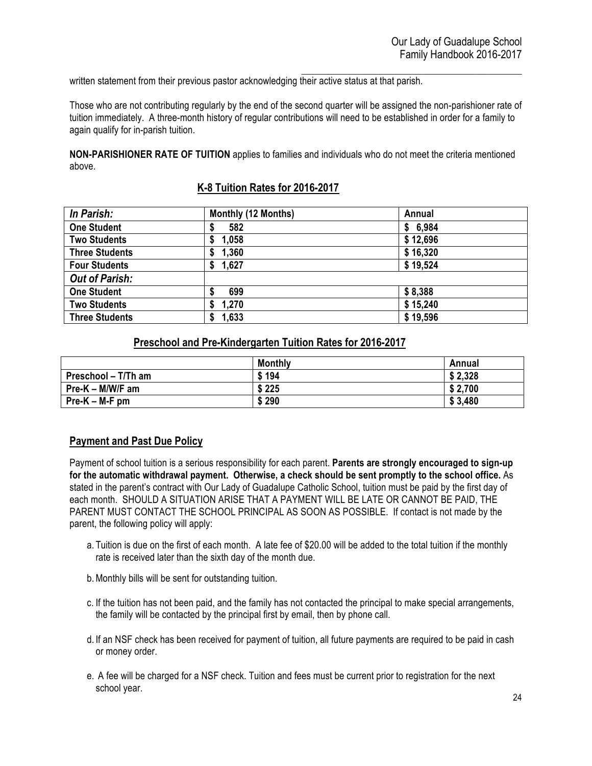written statement from their previous pastor acknowledging their active status at that parish.

Those who are not contributing regularly by the end of the second quarter will be assigned the non-parishioner rate of tuition immediately. A three-month history of regular contributions will need to be established in order for a family to again qualify for in-parish tuition.

**NON-PARISHIONER RATE OF TUITION** applies to families and individuals who do not meet the criteria mentioned above.

## K-8 Tuition Rates for 2016-2017

| ***In Parish:*** | **Monthly (12 Months)** | **Annual** |
|---|---|---|
| **One Student** | **$ 582** | **$ 6,984** |
| **Two Students** | **$ 1,058** | **$ 12,696** |
| **Three Students** | **$ 1,360** | **$ 16,320** |
| **Four Students** | **$ 1,627** | **$ 19,524** |
| ***Out of Parish:*** | | |
| **One Student** | **$ 699** | **$ 8,388** |
| **Two Students** | **$ 1,270** | **$ 15,240** |
| **Three Students** | **$ 1,633** | **$ 19,596** |

## Preschool and Pre-Kindergarten Tuition Rates for 2016-2017

| | **Monthly** | **Annual** |
|---|---|---|
| **Preschool – T/Th am** | **$ 194** | **$ 2,328** |
| **Pre-K – M/W/F am** | **$ 225** | **$ 2,700** |
| **Pre-K – M-F pm** | **$ 290** | **$ 3,480** |

## Payment and Past Due Policy

Payment of school tuition is a serious responsibility for each parent. **Parents are strongly encouraged to sign-up for the automatic withdrawal payment. Otherwise, a check should be sent promptly to the school office.** As stated in the parent's contract with Our Lady of Guadalupe Catholic School, tuition must be paid by the first day of each month. SHOULD A SITUATION ARISE THAT A PAYMENT WILL BE LATE OR CANNOT BE PAID, THE PARENT MUST CONTACT THE SCHOOL PRINCIPAL AS SOON AS POSSIBLE. If contact is not made by the parent, the following policy will apply:

a. Tuition is due on the first of each month. A late fee of $20.00 will be added to the total tuition if the monthly rate is received later than the sixth day of the month due.

b. Monthly bills will be sent for outstanding tuition.

c. If the tuition has not been paid, and the family has not contacted the principal to make special arrangements, the family will be contacted by the principal first by email, then by phone call.

d. If an NSF check has been received for payment of tuition, all future payments are required to be paid in cash or money order.

e. A fee will be charged for a NSF check. Tuition and fees must be current prior to registration for the next school year.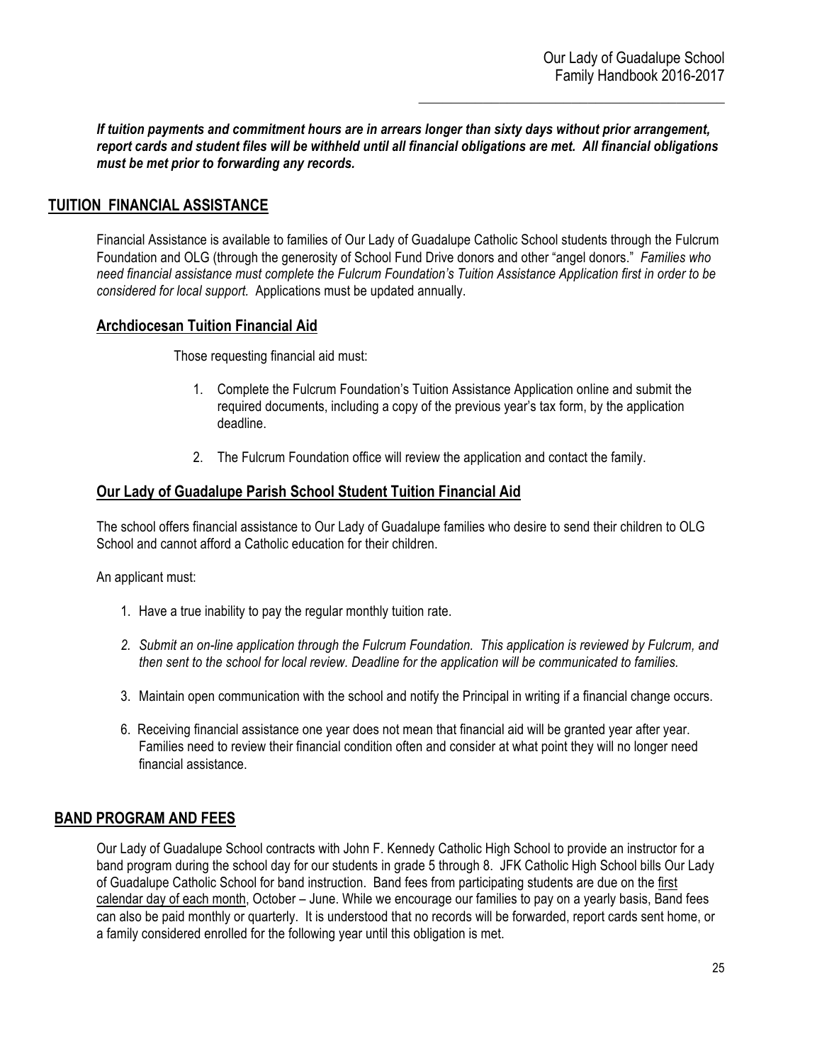***If tuition payments and commitment hours are in arrears longer than sixty days without prior arrangement, report cards and student files will be withheld until all financial obligations are met. All financial obligations must be met prior to forwarding any records.***

## TUITION FINANCIAL ASSISTANCE

Financial Assistance is available to families of Our Lady of Guadalupe Catholic School students through the Fulcrum Foundation and OLG (through the generosity of School Fund Drive donors and other "angel donors." *Families who need financial assistance must complete the Fulcrum Foundation's Tuition Assistance Application first in order to be considered for local support.* Applications must be updated annually.

### Archdiocesan Tuition Financial Aid

Those requesting financial aid must:

1. Complete the Fulcrum Foundation's Tuition Assistance Application online and submit the required documents, including a copy of the previous year's tax form, by the application deadline.
2. The Fulcrum Foundation office will review the application and contact the family.

### Our Lady of Guadalupe Parish School Student Tuition Financial Aid

The school offers financial assistance to Our Lady of Guadalupe families who desire to send their children to OLG School and cannot afford a Catholic education for their children.

An applicant must:

1. Have a true inability to pay the regular monthly tuition rate.
2. *Submit an on-line application through the Fulcrum Foundation. This application is reviewed by Fulcrum, and then sent to the school for local review. Deadline for the application will be communicated to families.*
3. Maintain open communication with the school and notify the Principal in writing if a financial change occurs.

6. Receiving financial assistance one year does not mean that financial aid will be granted year after year. Families need to review their financial condition often and consider at what point they will no longer need financial assistance.

## BAND PROGRAM AND FEES

Our Lady of Guadalupe School contracts with John F. Kennedy Catholic High School to provide an instructor for a band program during the school day for our students in grade 5 through 8. JFK Catholic High School bills Our Lady of Guadalupe Catholic School for band instruction. Band fees from participating students are due on the first calendar day of each month, October – June. While we encourage our families to pay on a yearly basis, Band fees can also be paid monthly or quarterly. It is understood that no records will be forwarded, report cards sent home, or a family considered enrolled for the following year until this obligation is met.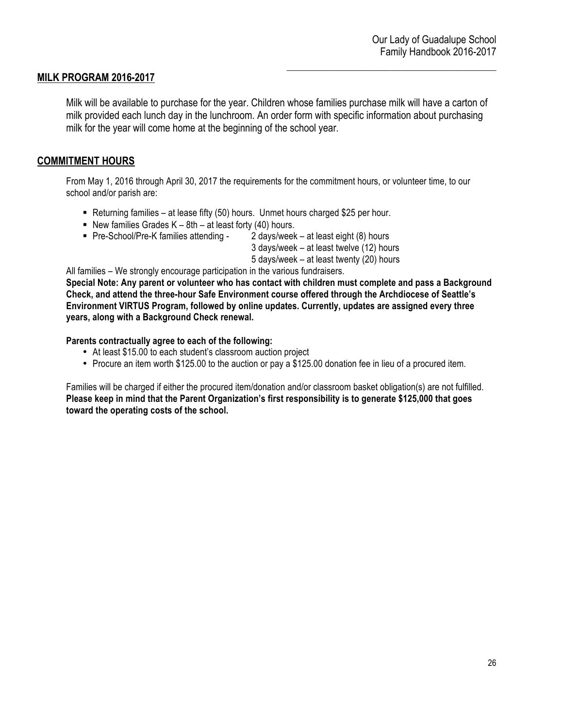## MILK PROGRAM 2016-2017

Milk will be available to purchase for the year. Children whose families purchase milk will have a carton of milk provided each lunch day in the lunchroom. An order form with specific information about purchasing milk for the year will come home at the beginning of the school year.

## COMMITMENT HOURS

From May 1, 2016 through April 30, 2017 the requirements for the commitment hours, or volunteer time, to our school and/or parish are:

- Returning families – at lease fifty (50) hours. Unmet hours charged $25 per hour.
- New families Grades K – 8th – at least forty (40) hours.
- Pre-School/Pre-K families attending - 2 days/week – at least eight (8) hours
  3 days/week – at least twelve (12) hours
  5 days/week – at least twenty (20) hours

All families – We strongly encourage participation in the various fundraisers.

**Special Note: Any parent or volunteer who has contact with children must complete and pass a Background Check, and attend the three-hour Safe Environment course offered through the Archdiocese of Seattle's Environment VIRTUS Program, followed by online updates. Currently, updates are assigned every three years, along with a Background Check renewal.**

**Parents contractually agree to each of the following:**

- At least $15.00 to each student's classroom auction project
- Procure an item worth $125.00 to the auction or pay a $125.00 donation fee in lieu of a procured item.

Families will be charged if either the procured item/donation and/or classroom basket obligation(s) are not fulfilled. **Please keep in mind that the Parent Organization's first responsibility is to generate $125,000 that goes toward the operating costs of the school.**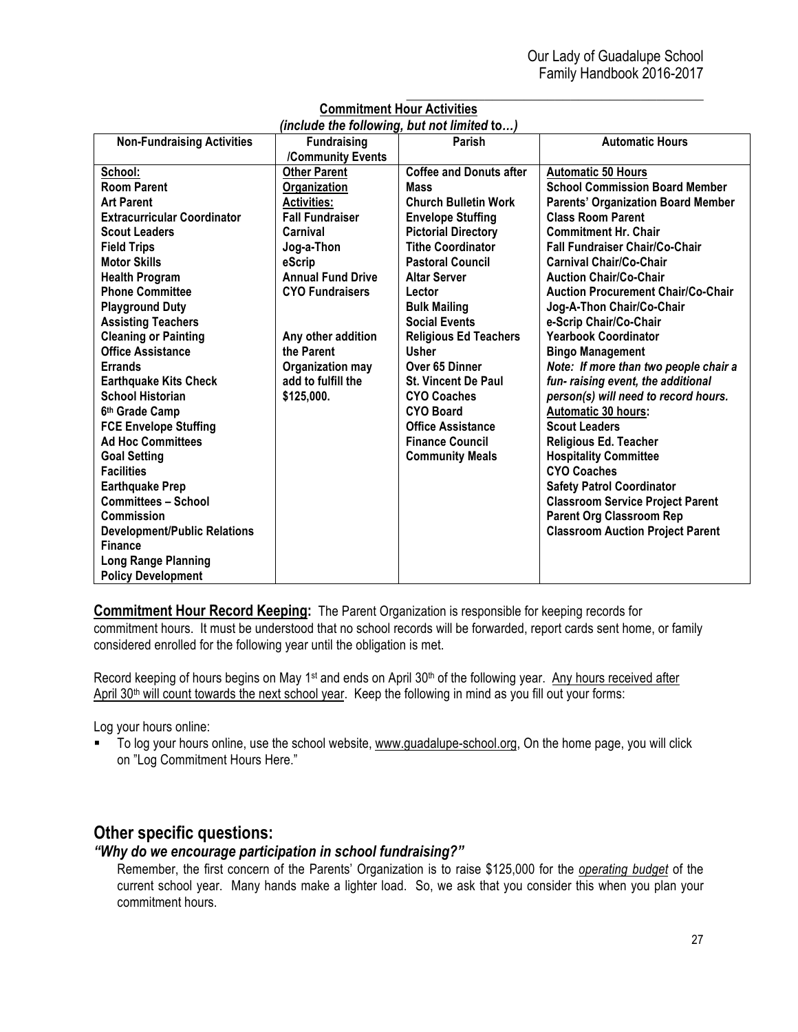**Commitment Hour Activities**
*(include the following, but not limited to…)*

| Non-Fundraising Activities | Fundraising /Community Events | Parish | Automatic Hours |
|---|---|---|---|
| <u>School:</u> | <u>Other Parent Organization Activities:</u> | Coffee and Donuts after Mass | <u>Automatic 50 Hours</u> |
| Room Parent | Fall Fundraiser | Church Bulletin Work | School Commission Board Member |
| Art Parent | Carnival | Envelope Stuffing | Parents' Organization Board Member |
| Extracurricular Coordinator | Jog-a-Thon | Pictorial Directory | Class Room Parent |
| Scout Leaders | eScrip | Tithe Coordinator | Commitment Hr. Chair |
| Field Trips | Annual Fund Drive | Pastoral Council | Fall Fundraiser Chair/Co-Chair |
| Motor Skills | CYO Fundraisers | Altar Server | Carnival Chair/Co-Chair |
| Health Program | | Lector | Auction Chair/Co-Chair |
| Phone Committee | | Bulk Mailing | Auction Procurement Chair/Co-Chair |
| Playground Duty | Any other addition the Parent Organization may add to fulfill the $125,000. | Social Events | Jog-A-Thon Chair/Co-Chair |
| Assisting Teachers | | Religious Ed Teachers | e-Scrip Chair/Co-Chair |
| Cleaning or Painting | | Usher | Yearbook Coordinator |
| Office Assistance | | Over 65 Dinner | Bingo Management |
| Errands | | St. Vincent De Paul | *Note: If more than two people chair a fun- raising event, the additional person(s) will need to record hours.* |
| Earthquake Kits Check | | CYO Coaches | <u>Automatic 30 hours</u>: |
| School Historian | | CYO Board | Scout Leaders |
| 6th Grade Camp | | Office Assistance | Religious Ed. Teacher |
| FCE Envelope Stuffing | | Finance Council | Hospitality Committee |
| Ad Hoc Committees | | Community Meals | CYO Coaches |
| Goal Setting | | | Safety Patrol Coordinator |
| Facilities | | | Classroom Service Project Parent |
| Earthquake Prep | | | Parent Org Classroom Rep |
| Committees – School Commission | | | Classroom Auction Project Parent |
| Development/Public Relations | | | |
| Finance | | | |
| Long Range Planning | | | |
| Policy Development | | | |

**<u>Commitment Hour Record Keeping</u>:** The Parent Organization is responsible for keeping records for commitment hours. It must be understood that no school records will be forwarded, report cards sent home, or family considered enrolled for the following year until the obligation is met.

Record keeping of hours begins on May 1st and ends on April 30th of the following year. <u>Any hours received after April 30th will count towards the next school year</u>. Keep the following in mind as you fill out your forms:

Log your hours online:

- To log your hours online, use the school website, <u>www.guadalupe-school.org</u>, On the home page, you will click on "Log Commitment Hours Here."

## Other specific questions:

### *"Why do we encourage participation in school fundraising?"*

Remember, the first concern of the Parents' Organization is to raise $125,000 for the *<u>operating budget</u>* of the current school year. Many hands make a lighter load. So, we ask that you consider this when you plan your commitment hours.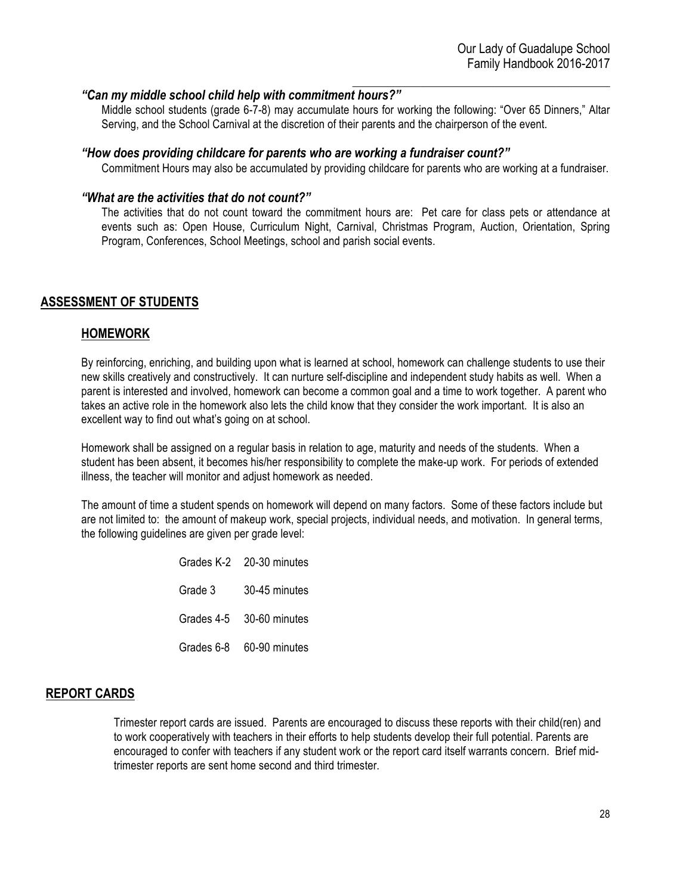### *"Can my middle school child help with commitment hours?"*

Middle school students (grade 6-7-8) may accumulate hours for working the following: "Over 65 Dinners," Altar Serving, and the School Carnival at the discretion of their parents and the chairperson of the event.

### *"How does providing childcare for parents who are working a fundraiser count?"*

Commitment Hours may also be accumulated by providing childcare for parents who are working at a fundraiser.

### *"What are the activities that do not count?"*

The activities that do not count toward the commitment hours are: Pet care for class pets or attendance at events such as: Open House, Curriculum Night, Carnival, Christmas Program, Auction, Orientation, Spring Program, Conferences, School Meetings, school and parish social events.

## ASSESSMENT OF STUDENTS

### HOMEWORK

By reinforcing, enriching, and building upon what is learned at school, homework can challenge students to use their new skills creatively and constructively. It can nurture self-discipline and independent study habits as well. When a parent is interested and involved, homework can become a common goal and a time to work together. A parent who takes an active role in the homework also lets the child know that they consider the work important. It is also an excellent way to find out what's going on at school.

Homework shall be assigned on a regular basis in relation to age, maturity and needs of the students. When a student has been absent, it becomes his/her responsibility to complete the make-up work. For periods of extended illness, the teacher will monitor and adjust homework as needed.

The amount of time a student spends on homework will depend on many factors. Some of these factors include but are not limited to: the amount of makeup work, special projects, individual needs, and motivation. In general terms, the following guidelines are given per grade level:

| Grade Level | Time |
|---|---|
| Grades K-2 | 20-30 minutes |
| Grade 3 | 30-45 minutes |
| Grades 4-5 | 30-60 minutes |
| Grades 6-8 | 60-90 minutes |

## REPORT CARDS

Trimester report cards are issued. Parents are encouraged to discuss these reports with their child(ren) and to work cooperatively with teachers in their efforts to help students develop their full potential. Parents are encouraged to confer with teachers if any student work or the report card itself warrants concern. Brief mid-trimester reports are sent home second and third trimester.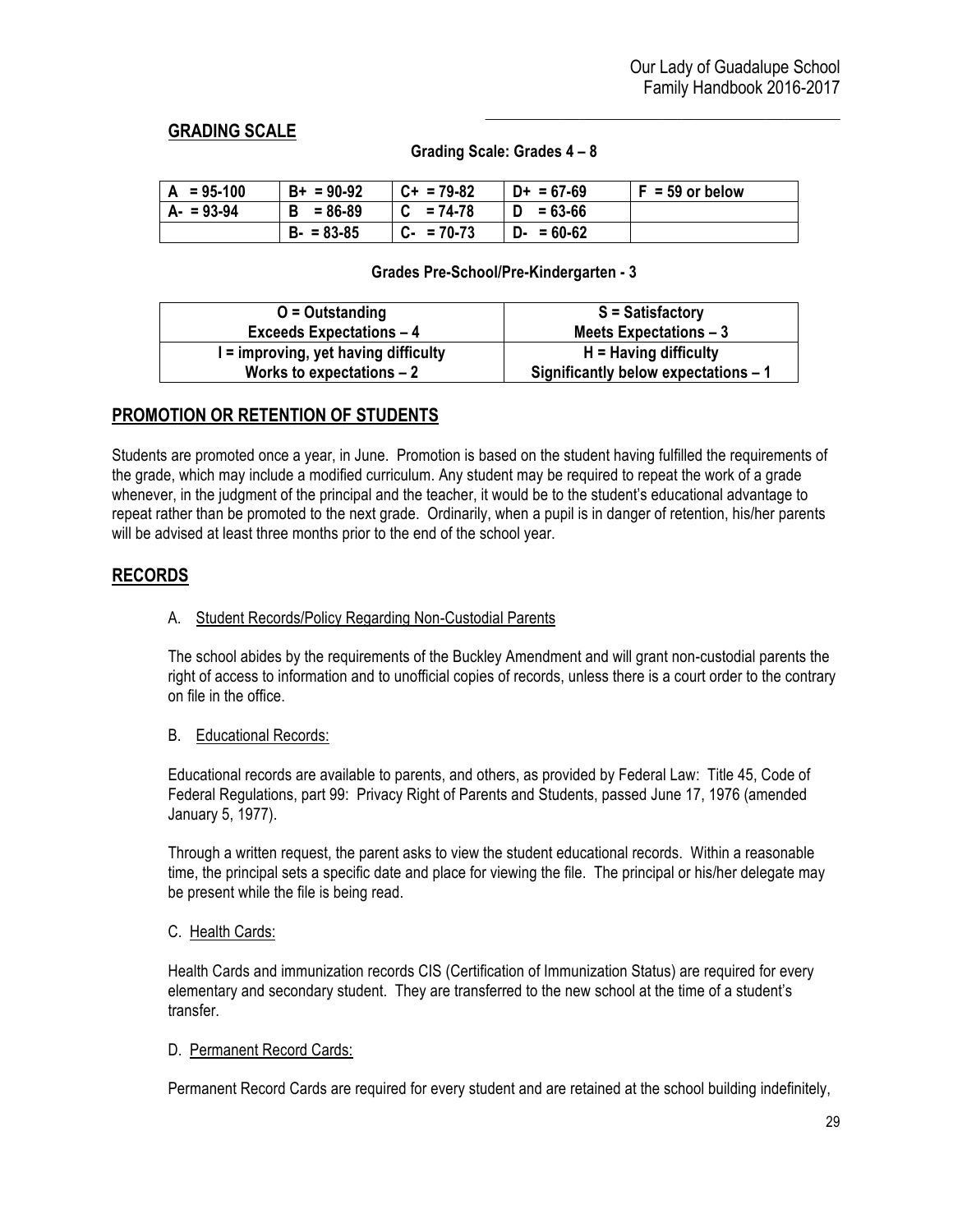## GRADING SCALE

**Grading Scale: Grades 4 – 8**

| A = 95-100 | B+ = 90-92 | C+ = 79-82 | D+ = 67-69 | F = 59 or below |
|---|---|---|---|---|
| A- = 93-94 | B = 86-89 | C = 74-78 | D = 63-66 | |
| | B- = 83-85 | C- = 70-73 | D- = 60-62 | |

**Grades Pre-School/Pre-Kindergarten - 3**

| O = Outstanding<br>Exceeds Expectations – 4 | S = Satisfactory<br>Meets Expectations – 3 |
|---|---|
| I = improving, yet having difficulty<br>Works to expectations – 2 | H = Having difficulty<br>Significantly below expectations – 1 |

## PROMOTION OR RETENTION OF STUDENTS

Students are promoted once a year, in June. Promotion is based on the student having fulfilled the requirements of the grade, which may include a modified curriculum. Any student may be required to repeat the work of a grade whenever, in the judgment of the principal and the teacher, it would be to the student's educational advantage to repeat rather than be promoted to the next grade. Ordinarily, when a pupil is in danger of retention, his/her parents will be advised at least three months prior to the end of the school year.

## RECORDS

A. Student Records/Policy Regarding Non-Custodial Parents

The school abides by the requirements of the Buckley Amendment and will grant non-custodial parents the right of access to information and to unofficial copies of records, unless there is a court order to the contrary on file in the office.

B. Educational Records:

Educational records are available to parents, and others, as provided by Federal Law: Title 45, Code of Federal Regulations, part 99: Privacy Right of Parents and Students, passed June 17, 1976 (amended January 5, 1977).

Through a written request, the parent asks to view the student educational records. Within a reasonable time, the principal sets a specific date and place for viewing the file. The principal or his/her delegate may be present while the file is being read.

C. Health Cards:

Health Cards and immunization records CIS (Certification of Immunization Status) are required for every elementary and secondary student. They are transferred to the new school at the time of a student's transfer.

D. Permanent Record Cards:

Permanent Record Cards are required for every student and are retained at the school building indefinitely,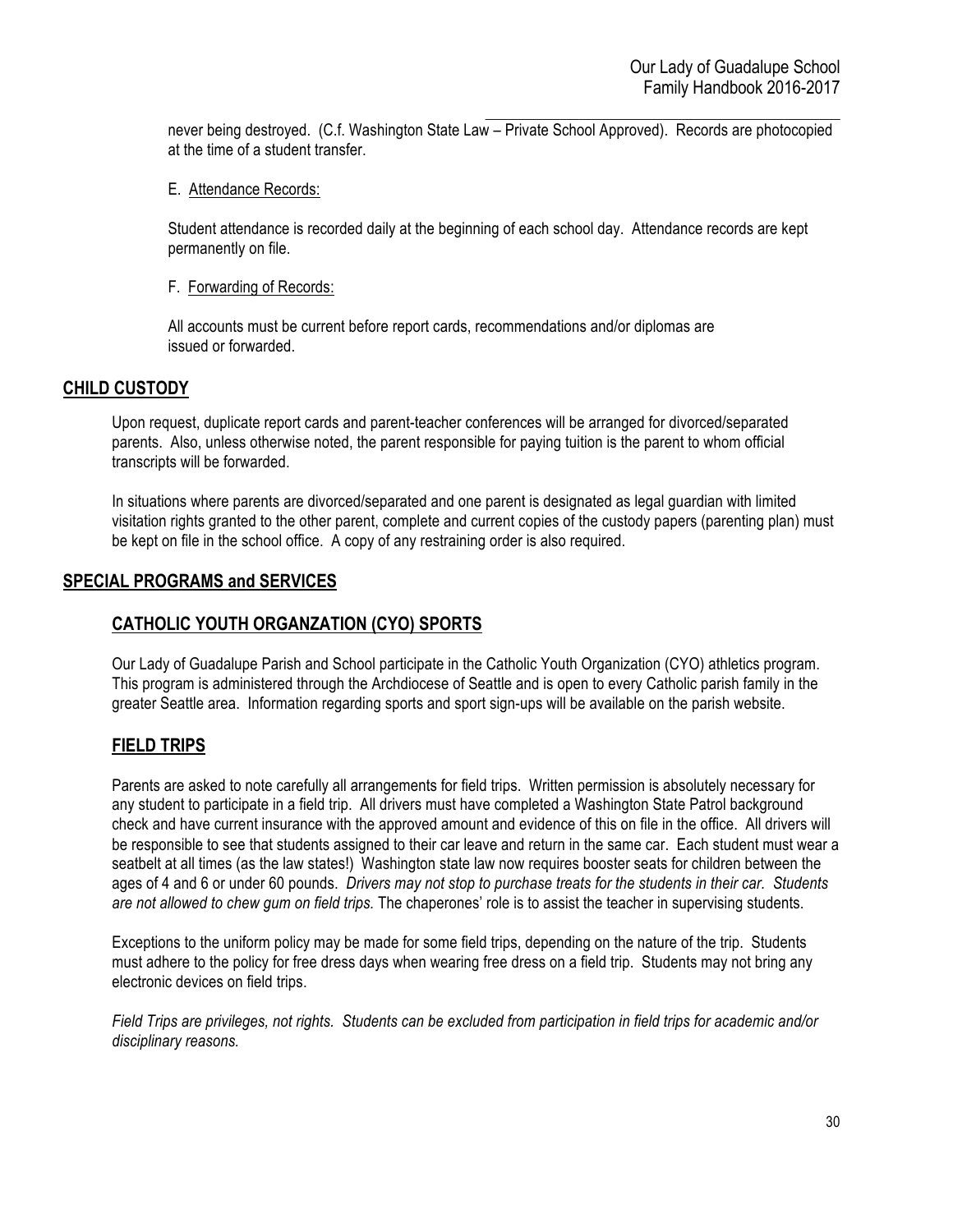never being destroyed. (C.f. Washington State Law – Private School Approved). Records are photocopied at the time of a student transfer.

E. Attendance Records:

Student attendance is recorded daily at the beginning of each school day. Attendance records are kept permanently on file.

F. Forwarding of Records:

All accounts must be current before report cards, recommendations and/or diplomas are issued or forwarded.

## CHILD CUSTODY

Upon request, duplicate report cards and parent-teacher conferences will be arranged for divorced/separated parents. Also, unless otherwise noted, the parent responsible for paying tuition is the parent to whom official transcripts will be forwarded.

In situations where parents are divorced/separated and one parent is designated as legal guardian with limited visitation rights granted to the other parent, complete and current copies of the custody papers (parenting plan) must be kept on file in the school office. A copy of any restraining order is also required.

## SPECIAL PROGRAMS and SERVICES

### CATHOLIC YOUTH ORGANZATION (CYO) SPORTS

Our Lady of Guadalupe Parish and School participate in the Catholic Youth Organization (CYO) athletics program. This program is administered through the Archdiocese of Seattle and is open to every Catholic parish family in the greater Seattle area. Information regarding sports and sport sign-ups will be available on the parish website.

### FIELD TRIPS

Parents are asked to note carefully all arrangements for field trips. Written permission is absolutely necessary for any student to participate in a field trip. All drivers must have completed a Washington State Patrol background check and have current insurance with the approved amount and evidence of this on file in the office. All drivers will be responsible to see that students assigned to their car leave and return in the same car. Each student must wear a seatbelt at all times (as the law states!) Washington state law now requires booster seats for children between the ages of 4 and 6 or under 60 pounds. *Drivers may not stop to purchase treats for the students in their car. Students are not allowed to chew gum on field trips.* The chaperones' role is to assist the teacher in supervising students.

Exceptions to the uniform policy may be made for some field trips, depending on the nature of the trip. Students must adhere to the policy for free dress days when wearing free dress on a field trip. Students may not bring any electronic devices on field trips.

*Field Trips are privileges, not rights. Students can be excluded from participation in field trips for academic and/or disciplinary reasons.*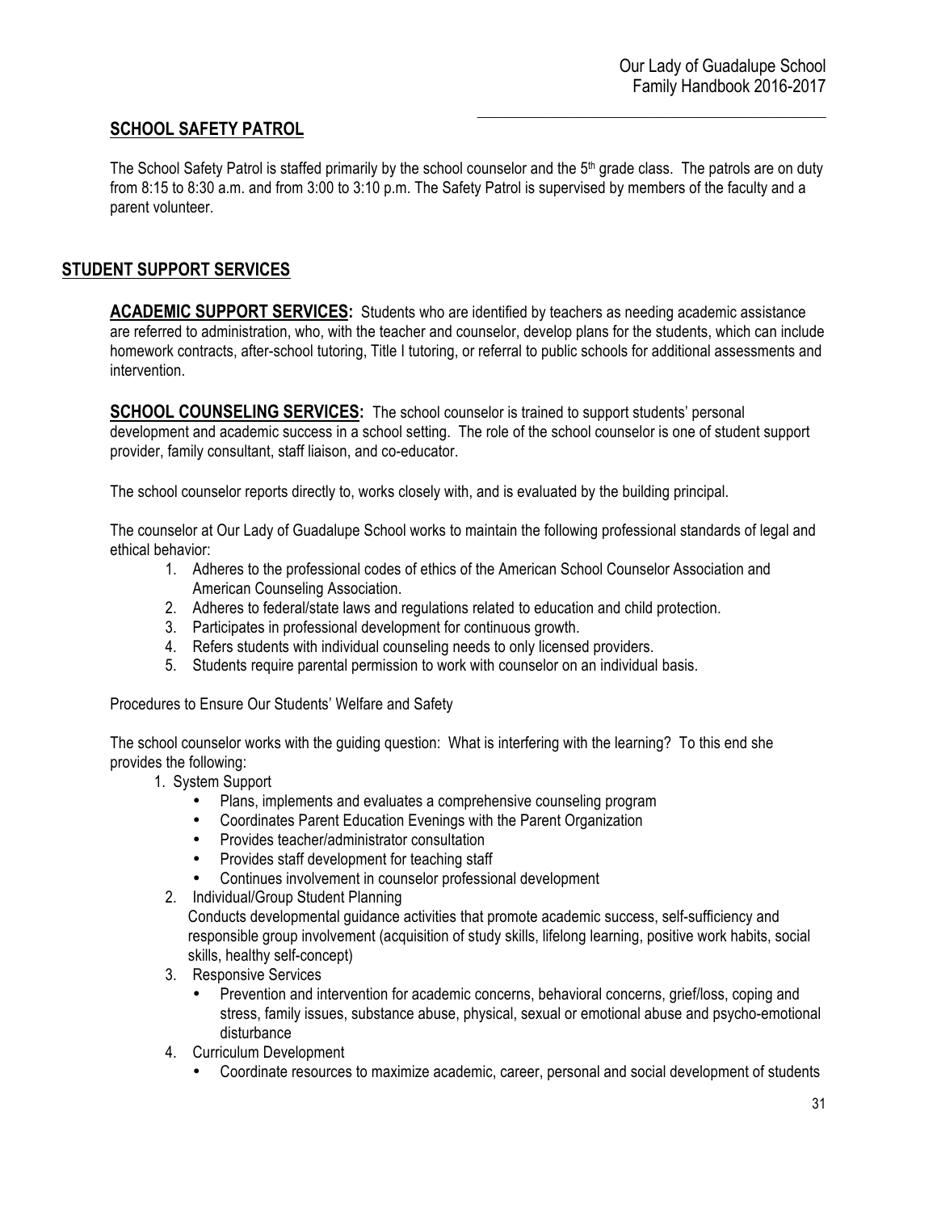## SCHOOL SAFETY PATROL

The School Safety Patrol is staffed primarily by the school counselor and the 5th grade class. The patrols are on duty from 8:15 to 8:30 a.m. and from 3:00 to 3:10 p.m. The Safety Patrol is supervised by members of the faculty and a parent volunteer.

## STUDENT SUPPORT SERVICES

**ACADEMIC SUPPORT SERVICES:** Students who are identified by teachers as needing academic assistance are referred to administration, who, with the teacher and counselor, develop plans for the students, which can include homework contracts, after-school tutoring, Title I tutoring, or referral to public schools for additional assessments and intervention.

**SCHOOL COUNSELING SERVICES:** The school counselor is trained to support students' personal development and academic success in a school setting. The role of the school counselor is one of student support provider, family consultant, staff liaison, and co-educator.

The school counselor reports directly to, works closely with, and is evaluated by the building principal.

The counselor at Our Lady of Guadalupe School works to maintain the following professional standards of legal and ethical behavior:

1. Adheres to the professional codes of ethics of the American School Counselor Association and American Counseling Association.
2. Adheres to federal/state laws and regulations related to education and child protection.
3. Participates in professional development for continuous growth.
4. Refers students with individual counseling needs to only licensed providers.
5. Students require parental permission to work with counselor on an individual basis.

Procedures to Ensure Our Students' Welfare and Safety

The school counselor works with the guiding question: What is interfering with the learning? To this end she provides the following:

1. System Support
   - Plans, implements and evaluates a comprehensive counseling program
   - Coordinates Parent Education Evenings with the Parent Organization
   - Provides teacher/administrator consultation
   - Provides staff development for teaching staff
   - Continues involvement in counselor professional development
2. Individual/Group Student Planning

   Conducts developmental guidance activities that promote academic success, self-sufficiency and responsible group involvement (acquisition of study skills, lifelong learning, positive work habits, social skills, healthy self-concept)
3. Responsive Services
   - Prevention and intervention for academic concerns, behavioral concerns, grief/loss, coping and stress, family issues, substance abuse, physical, sexual or emotional abuse and psycho-emotional disturbance
4. Curriculum Development
   - Coordinate resources to maximize academic, career, personal and social development of students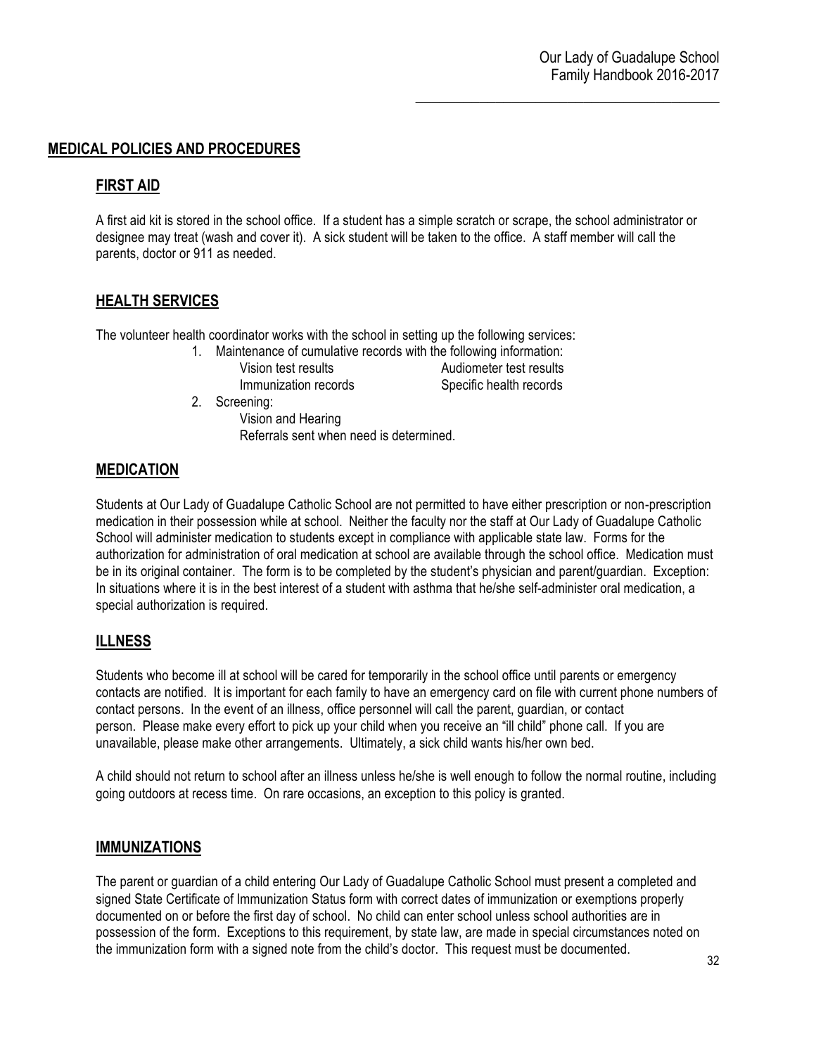## MEDICAL POLICIES AND PROCEDURES

### FIRST AID

A first aid kit is stored in the school office. If a student has a simple scratch or scrape, the school administrator or designee may treat (wash and cover it). A sick student will be taken to the office. A staff member will call the parents, doctor or 911 as needed.

### HEALTH SERVICES

The volunteer health coordinator works with the school in setting up the following services:

1. Maintenance of cumulative records with the following information:
   - Vision test results
   - Audiometer test results
   - Immunization records
   - Specific health records
2. Screening:
   - Vision and Hearing
   - Referrals sent when need is determined.

### MEDICATION

Students at Our Lady of Guadalupe Catholic School are not permitted to have either prescription or non-prescription medication in their possession while at school. Neither the faculty nor the staff at Our Lady of Guadalupe Catholic School will administer medication to students except in compliance with applicable state law. Forms for the authorization for administration of oral medication at school are available through the school office. Medication must be in its original container. The form is to be completed by the student's physician and parent/guardian. Exception: In situations where it is in the best interest of a student with asthma that he/she self-administer oral medication, a special authorization is required.

### ILLNESS

Students who become ill at school will be cared for temporarily in the school office until parents or emergency contacts are notified. It is important for each family to have an emergency card on file with current phone numbers of contact persons. In the event of an illness, office personnel will call the parent, guardian, or contact person. Please make every effort to pick up your child when you receive an "ill child" phone call. If you are unavailable, please make other arrangements. Ultimately, a sick child wants his/her own bed.

A child should not return to school after an illness unless he/she is well enough to follow the normal routine, including going outdoors at recess time. On rare occasions, an exception to this policy is granted.

### IMMUNIZATIONS

The parent or guardian of a child entering Our Lady of Guadalupe Catholic School must present a completed and signed State Certificate of Immunization Status form with correct dates of immunization or exemptions properly documented on or before the first day of school. No child can enter school unless school authorities are in possession of the form. Exceptions to this requirement, by state law, are made in special circumstances noted on the immunization form with a signed note from the child's doctor. This request must be documented.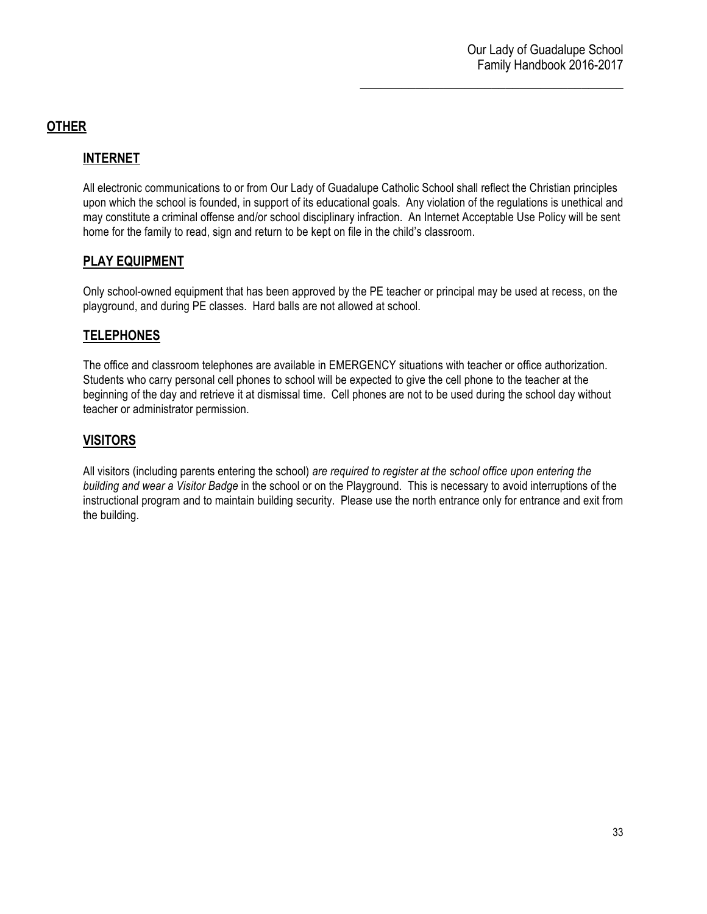## OTHER

### INTERNET

All electronic communications to or from Our Lady of Guadalupe Catholic School shall reflect the Christian principles upon which the school is founded, in support of its educational goals. Any violation of the regulations is unethical and may constitute a criminal offense and/or school disciplinary infraction. An Internet Acceptable Use Policy will be sent home for the family to read, sign and return to be kept on file in the child's classroom.

### PLAY EQUIPMENT

Only school-owned equipment that has been approved by the PE teacher or principal may be used at recess, on the playground, and during PE classes. Hard balls are not allowed at school.

### TELEPHONES

The office and classroom telephones are available in EMERGENCY situations with teacher or office authorization. Students who carry personal cell phones to school will be expected to give the cell phone to the teacher at the beginning of the day and retrieve it at dismissal time. Cell phones are not to be used during the school day without teacher or administrator permission.

### VISITORS

All visitors (including parents entering the school) *are required to register at the school office upon entering the building and wear a Visitor Badge* in the school or on the Playground. This is necessary to avoid interruptions of the instructional program and to maintain building security. Please use the north entrance only for entrance and exit from the building.